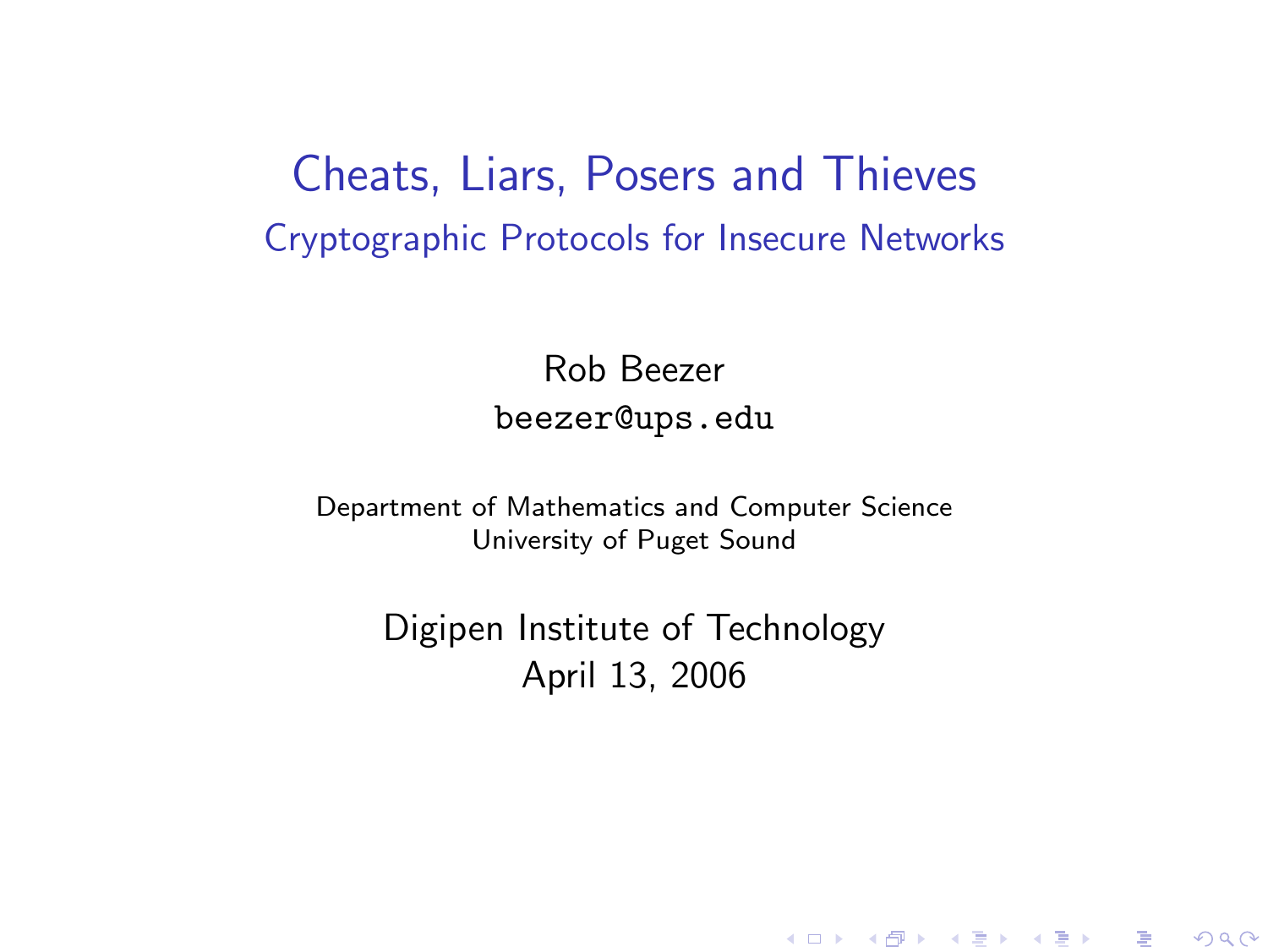# Cheats, Liars, Posers and Thieves

## Cryptographic Protocols for Insecure Networks

Rob Beezer

beezer@ups.edu

Department of Mathematics and Computer Science
University of Puget Sound

Digipen Institute of Technology
April 13, 2006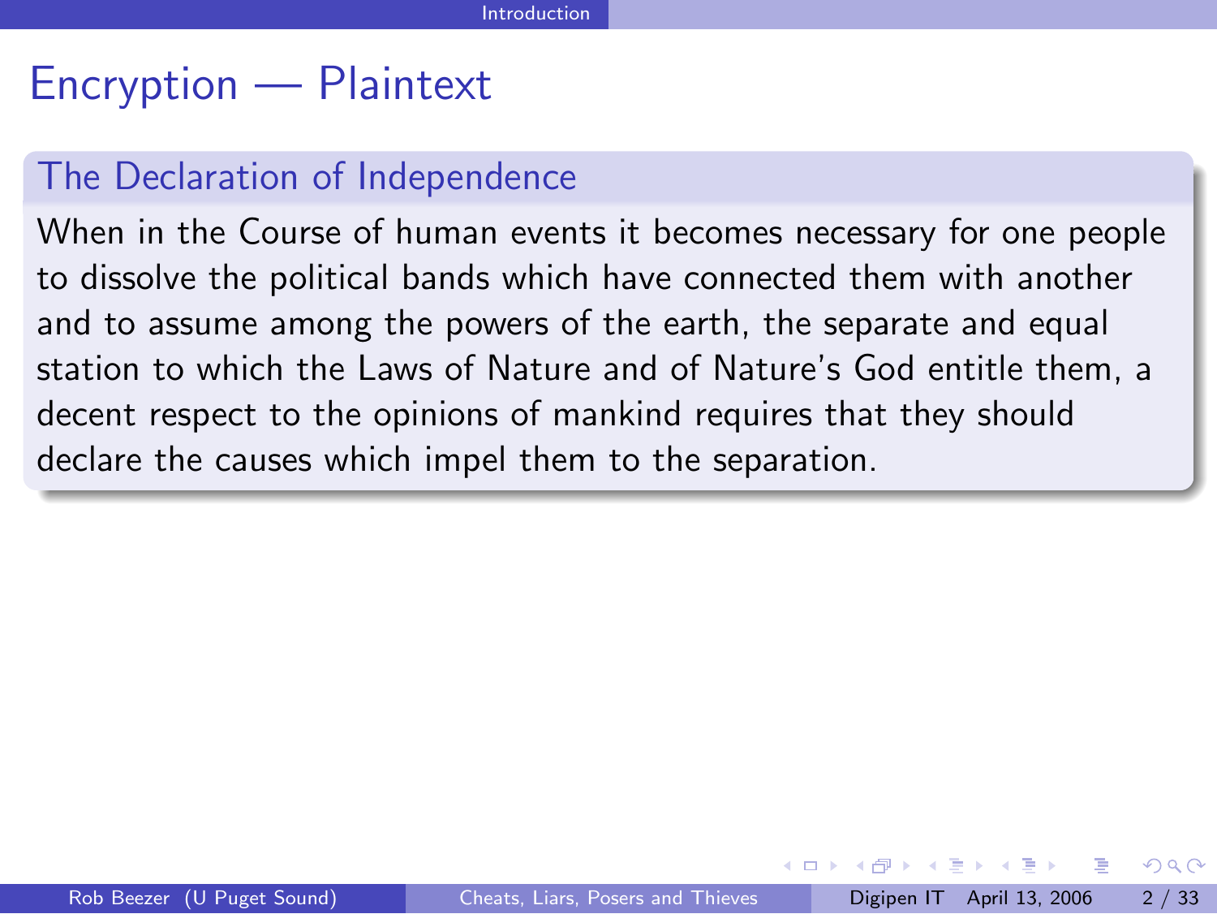# Encryption — Plaintext

## The Declaration of Independence

When in the Course of human events it becomes necessary for one people to dissolve the political bands which have connected them with another and to assume among the powers of the earth, the separate and equal station to which the Laws of Nature and of Nature's God entitle them, a decent respect to the opinions of mankind requires that they should declare the causes which impel them to the separation.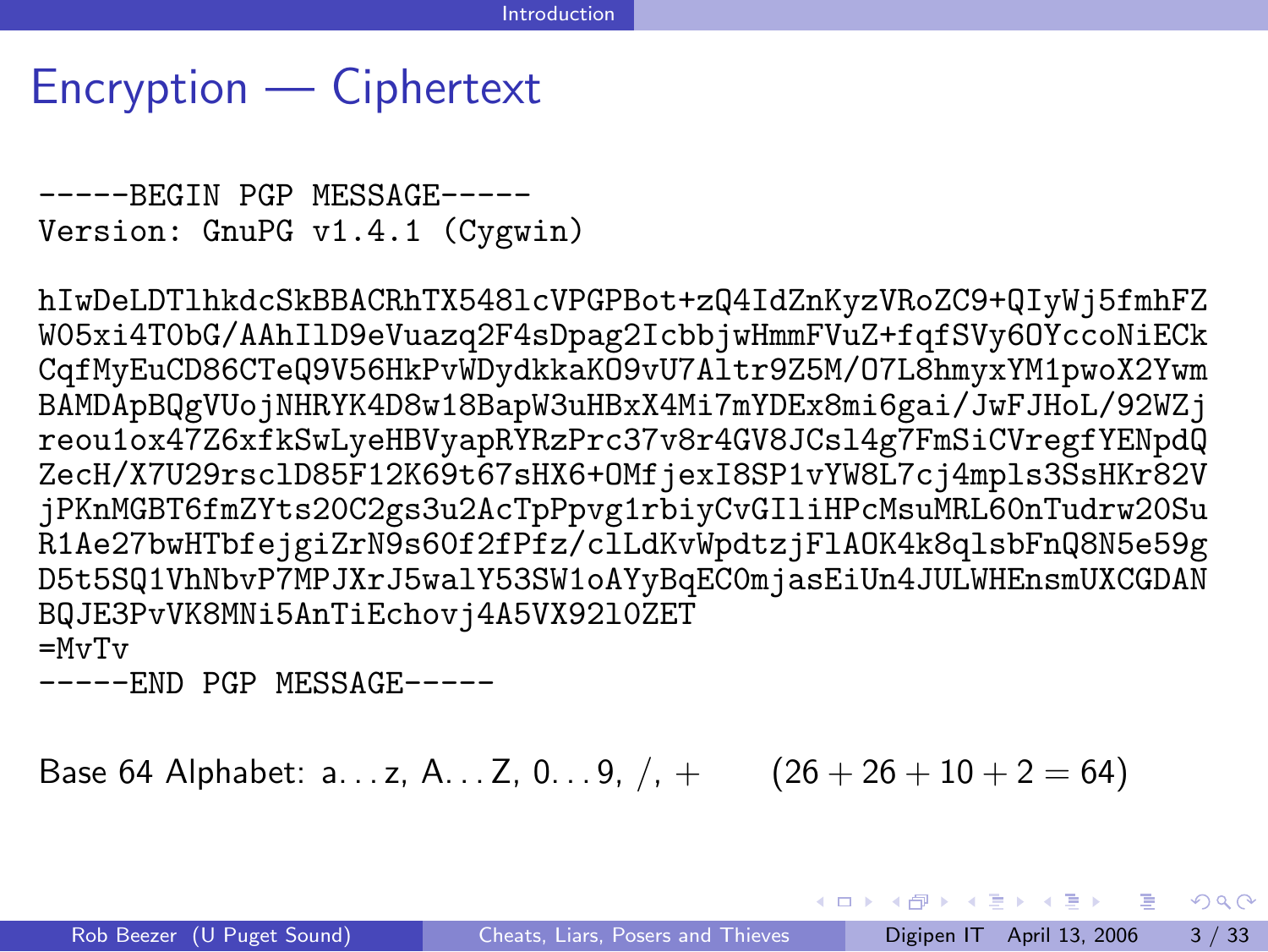# Encryption — Ciphertext

```
-----BEGIN PGP MESSAGE-----
Version: GnuPG v1.4.1 (Cygwin)

hIwDeLDTlhkdcSkBBACRhTX548lcVPGPBot+zQ4IdZnKyzVRoZC9+QIyWj5fmhFZ
W05xi4T0bG/AAhIlD9eVuazq2F4sDpag2IcbbjwHmmFVuZ+fqfSVy6OYccoNiECk
CqfMyEuCD86CTeQ9V56HkPvWDydkkaKO9vU7Altr9Z5M/O7L8hmyxYM1pwoX2Ywm
BAMDApBQgVUojNHRYK4D8w18BapW3uHBxX4Mi7mYDEx8mi6gai/JwFJHoL/92WZj
reou1ox47Z6xfkSwLyeHBVyapRYRzPrc37v8r4GV8JCsl4g7FmSiCVregfYENpdQ
ZecH/X7U29rsclD85F12K69t67sHX6+OMfjexI8SP1vYW8L7cj4mpls3SsHKr82V
jPKnMGBT6fmZYts20C2gs3u2AcTpPpvg1rbiyCvGIliHPcMsuMRL60nTudrw20Su
R1Ae27bwHTbfejgiZrN9s60f2fPfz/clLdKvWpdtzjFlAOK4k8qlsbFnQ8N5e59g
D5t5SQ1VhNbvP7MPJXrJ5walY53SW1oAYyBqEC0mjasEiUn4JULWHEnsmUXCGDAN
BQJE3PvVK8MNi5AnTiEchovj4A5VX92l0ZET
=MvTv
-----END PGP MESSAGE-----
```

Base 64 Alphabet: a...z, A...Z, 0...9, /, + $\quad (26 + 26 + 10 + 2 = 64)$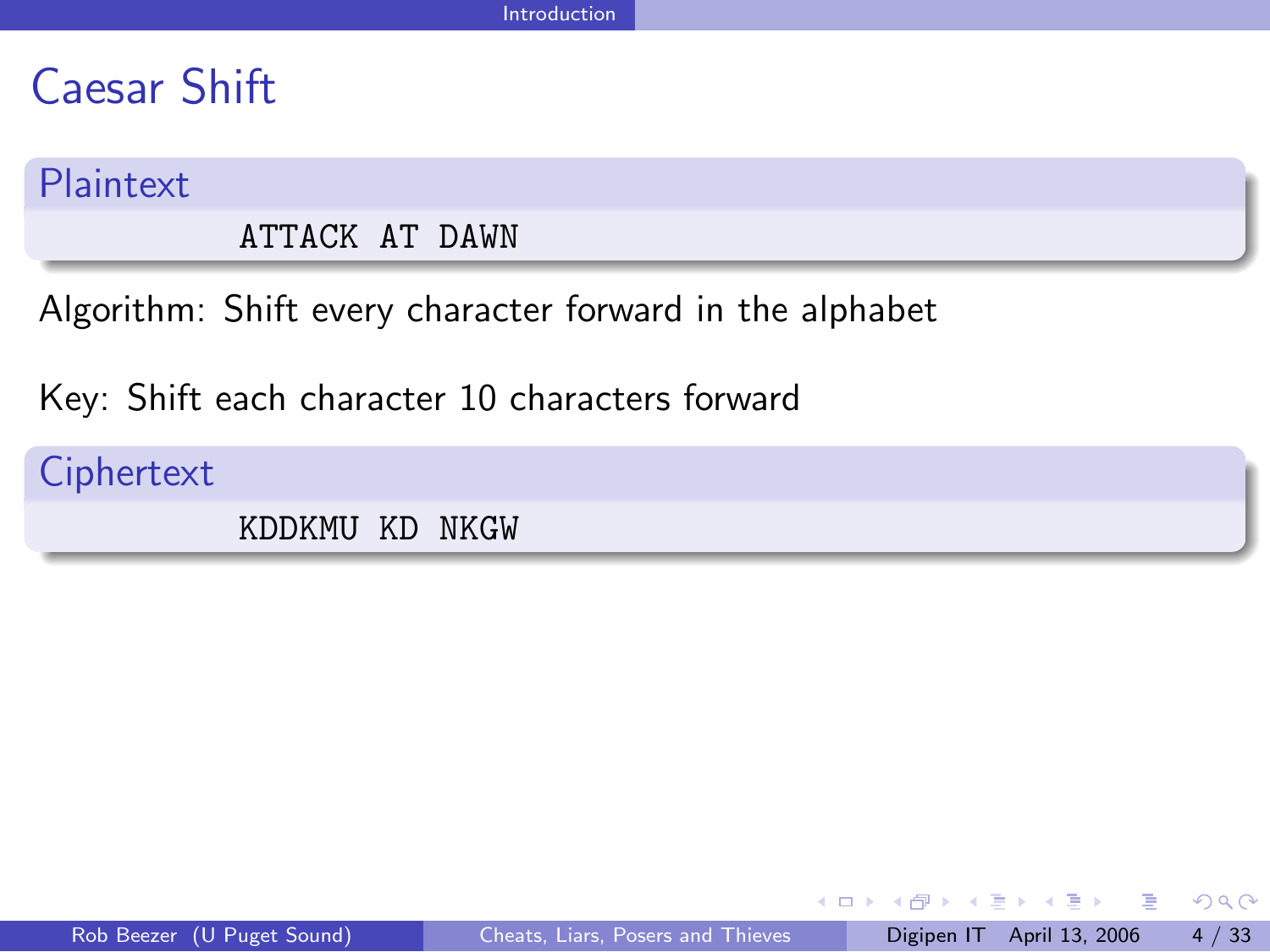# Caesar Shift

**Plaintext**

```
ATTACK AT DAWN
```

Algorithm: Shift every character forward in the alphabet

Key: Shift each character 10 characters forward

**Ciphertext**

```
KDDKMU KD NKGW
```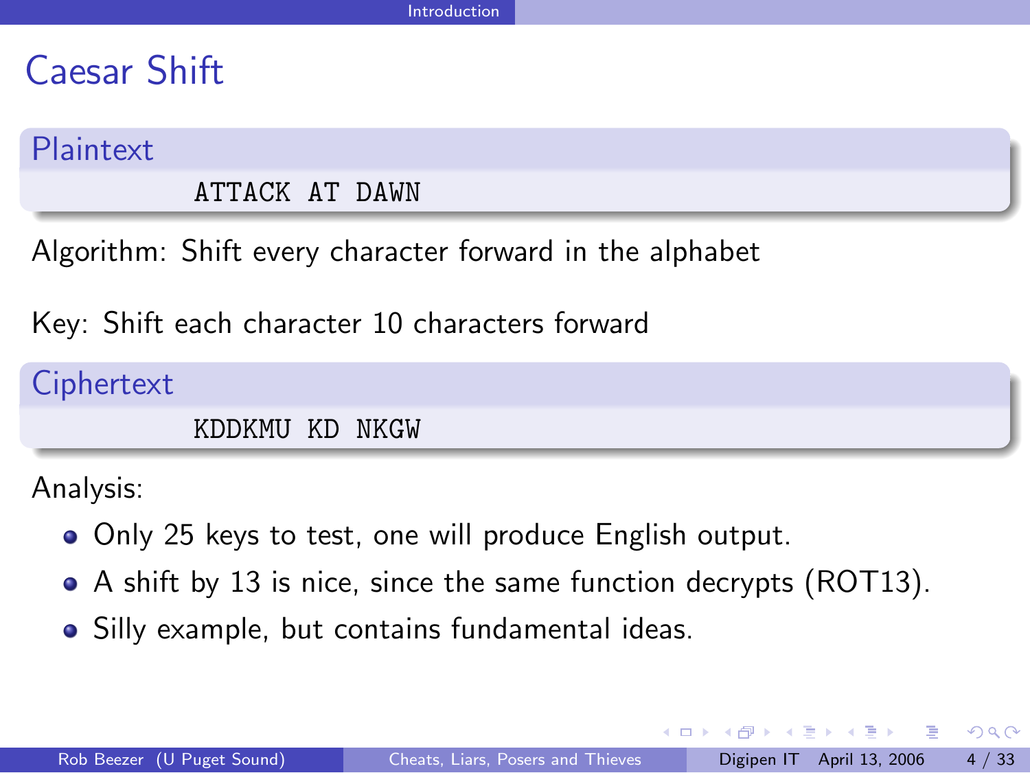# Caesar Shift

**Plaintext**

```
ATTACK AT DAWN
```

Algorithm: Shift every character forward in the alphabet

Key: Shift each character 10 characters forward

**Ciphertext**

```
KDDKMU KD NKGW
```

Analysis:

- Only 25 keys to test, one will produce English output.
- A shift by 13 is nice, since the same function decrypts (ROT13).
- Silly example, but contains fundamental ideas.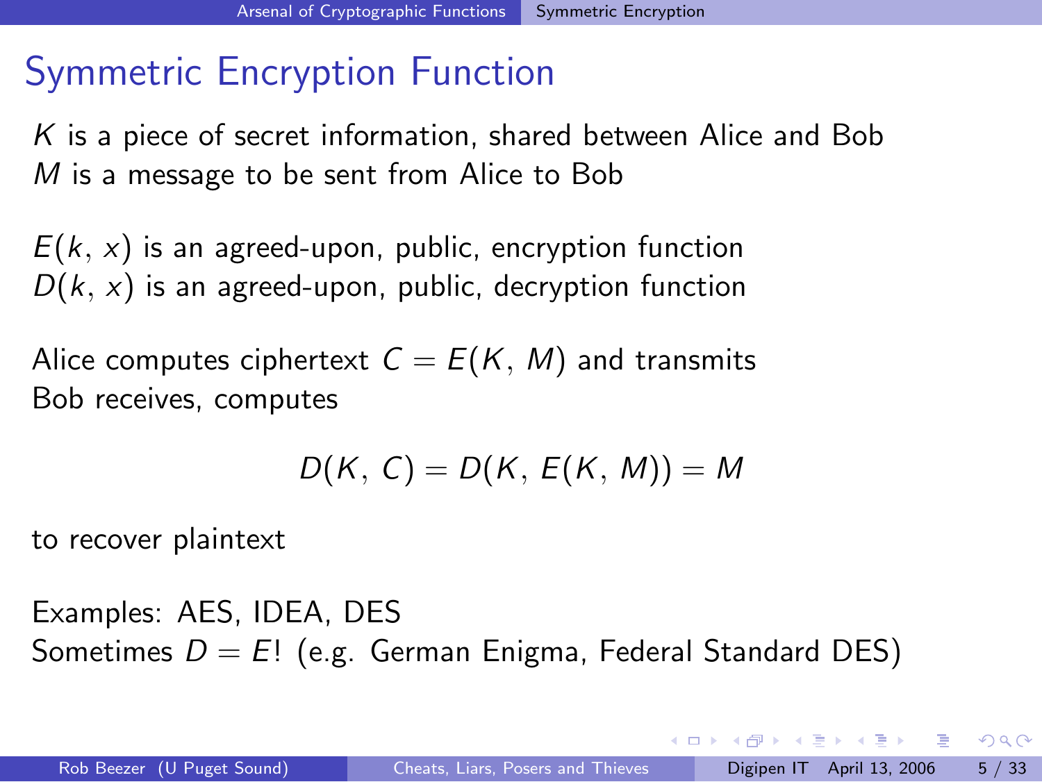# Symmetric Encryption Function

$K$ is a piece of secret information, shared between Alice and Bob
$M$ is a message to be sent from Alice to Bob

$E(k, x)$ is an agreed-upon, public, encryption function
$D(k, x)$ is an agreed-upon, public, decryption function

Alice computes ciphertext $C = E(K, M)$ and transmits
Bob receives, computes

$$D(K, C) = D(K, E(K, M)) = M$$

to recover plaintext

Examples: AES, IDEA, DES
Sometimes $D = E$! (e.g. German Enigma, Federal Standard DES)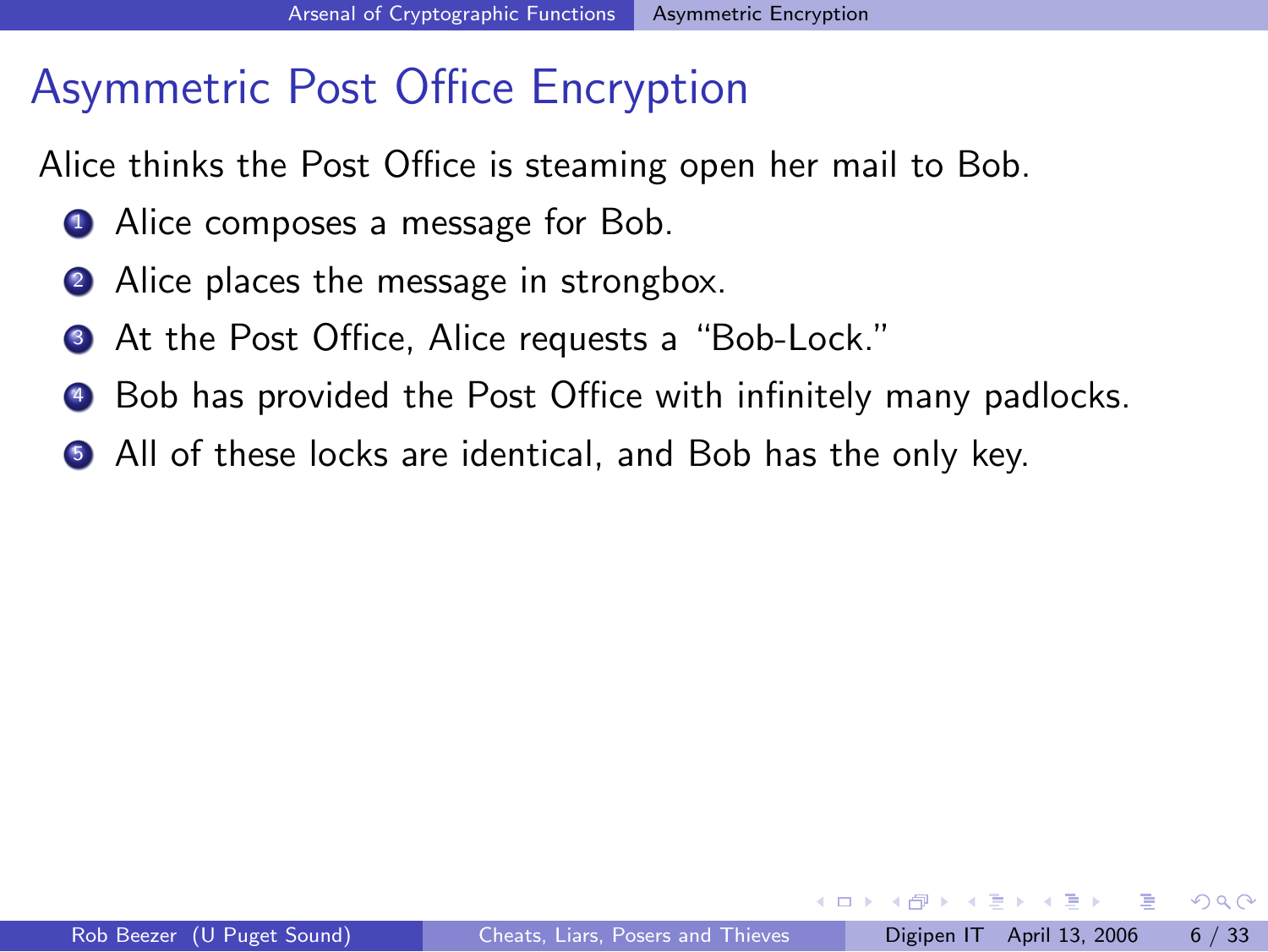# Asymmetric Post Office Encryption

Alice thinks the Post Office is steaming open her mail to Bob.

1. Alice composes a message for Bob.
2. Alice places the message in strongbox.
3. At the Post Office, Alice requests a “Bob-Lock.”
4. Bob has provided the Post Office with infinitely many padlocks.
5. All of these locks are identical, and Bob has the only key.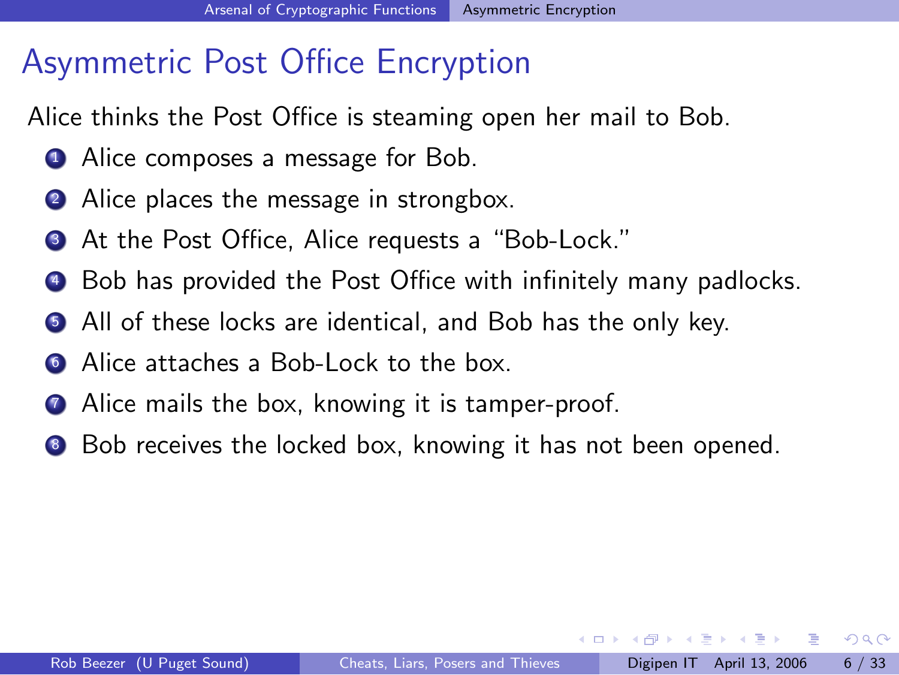# Asymmetric Post Office Encryption

Alice thinks the Post Office is steaming open her mail to Bob.

1. Alice composes a message for Bob.
2. Alice places the message in strongbox.
3. At the Post Office, Alice requests a "Bob-Lock."
4. Bob has provided the Post Office with infinitely many padlocks.
5. All of these locks are identical, and Bob has the only key.
6. Alice attaches a Bob-Lock to the box.
7. Alice mails the box, knowing it is tamper-proof.
8. Bob receives the locked box, knowing it has not been opened.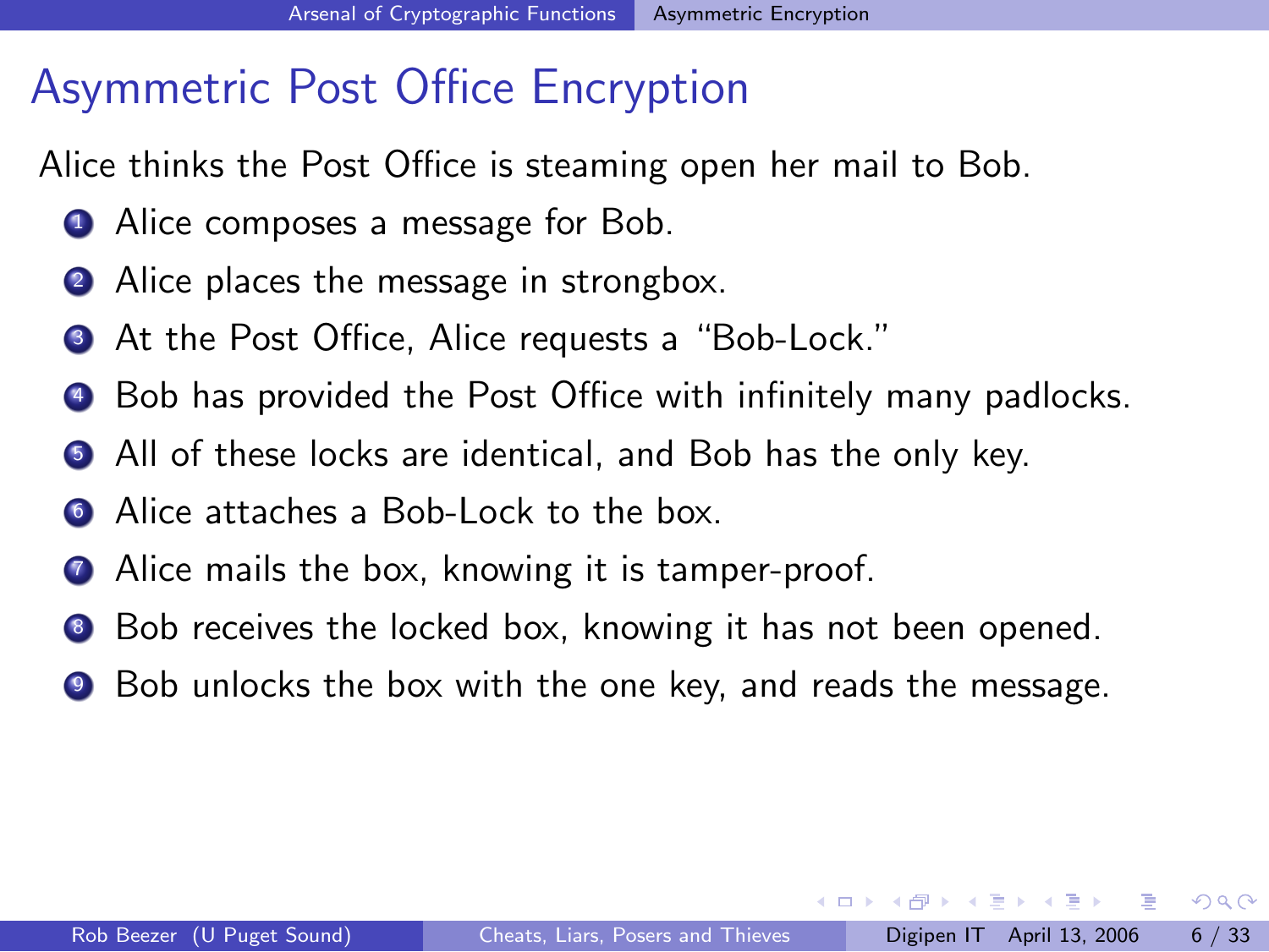# Asymmetric Post Office Encryption

Alice thinks the Post Office is steaming open her mail to Bob.

1. Alice composes a message for Bob.
2. Alice places the message in strongbox.
3. At the Post Office, Alice requests a "Bob-Lock."
4. Bob has provided the Post Office with infinitely many padlocks.
5. All of these locks are identical, and Bob has the only key.
6. Alice attaches a Bob-Lock to the box.
7. Alice mails the box, knowing it is tamper-proof.
8. Bob receives the locked box, knowing it has not been opened.
9. Bob unlocks the box with the one key, and reads the message.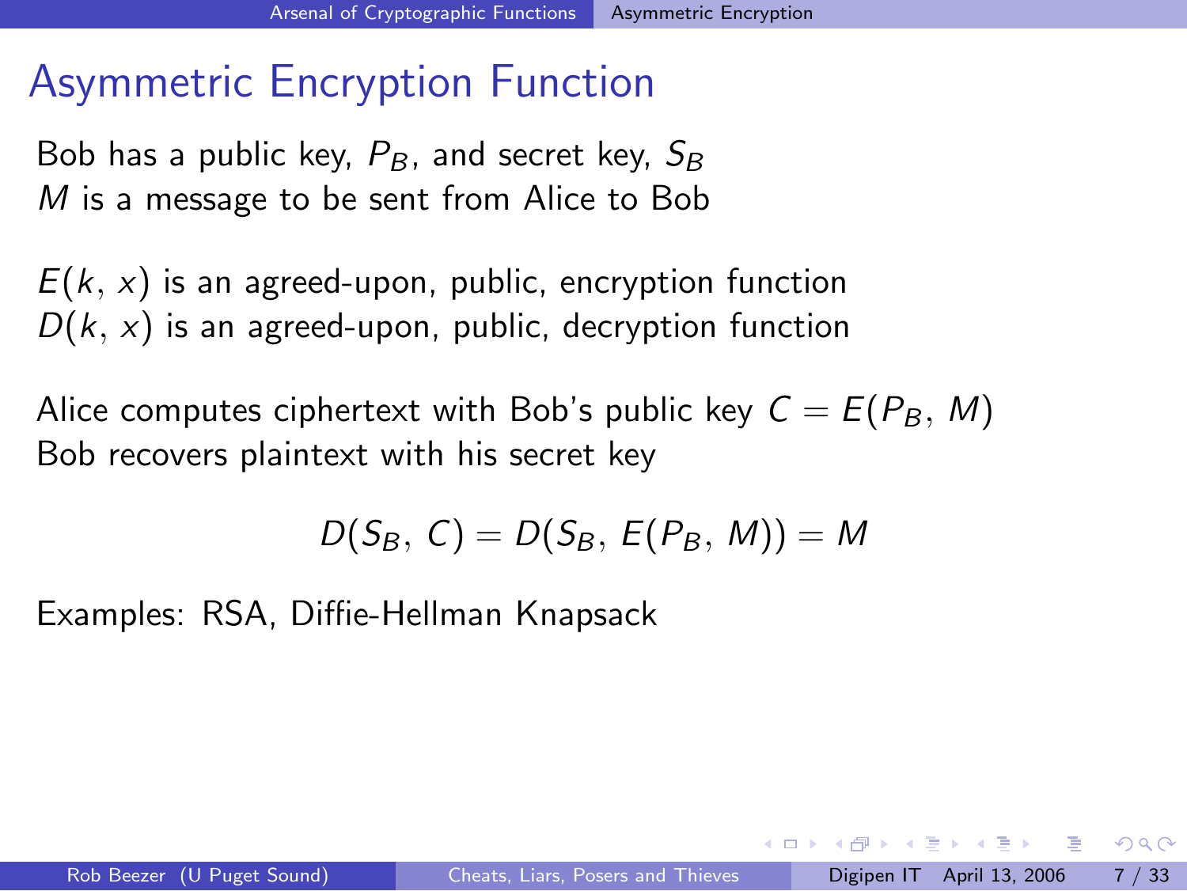# Asymmetric Encryption Function

Bob has a public key, $P_B$, and secret key, $S_B$
$M$ is a message to be sent from Alice to Bob

$E(k, x)$ is an agreed-upon, public, encryption function
$D(k, x)$ is an agreed-upon, public, decryption function

Alice computes ciphertext with Bob's public key $C = E(P_B, M)$
Bob recovers plaintext with his secret key

$$D(S_B, C) = D(S_B, E(P_B, M)) = M$$

Examples: RSA, Diffie-Hellman Knapsack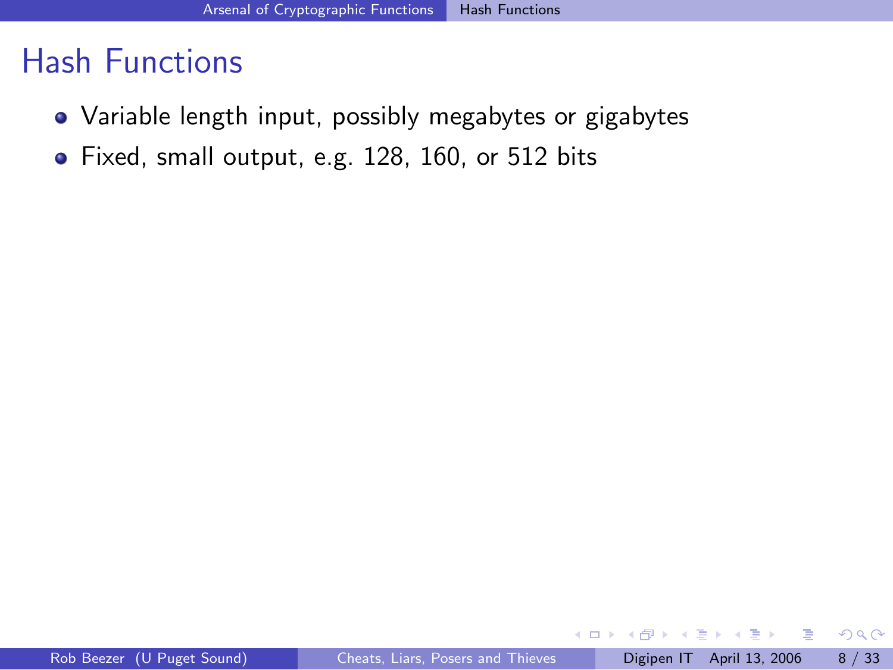# Hash Functions

- Variable length input, possibly megabytes or gigabytes
- Fixed, small output, e.g. 128, 160, or 512 bits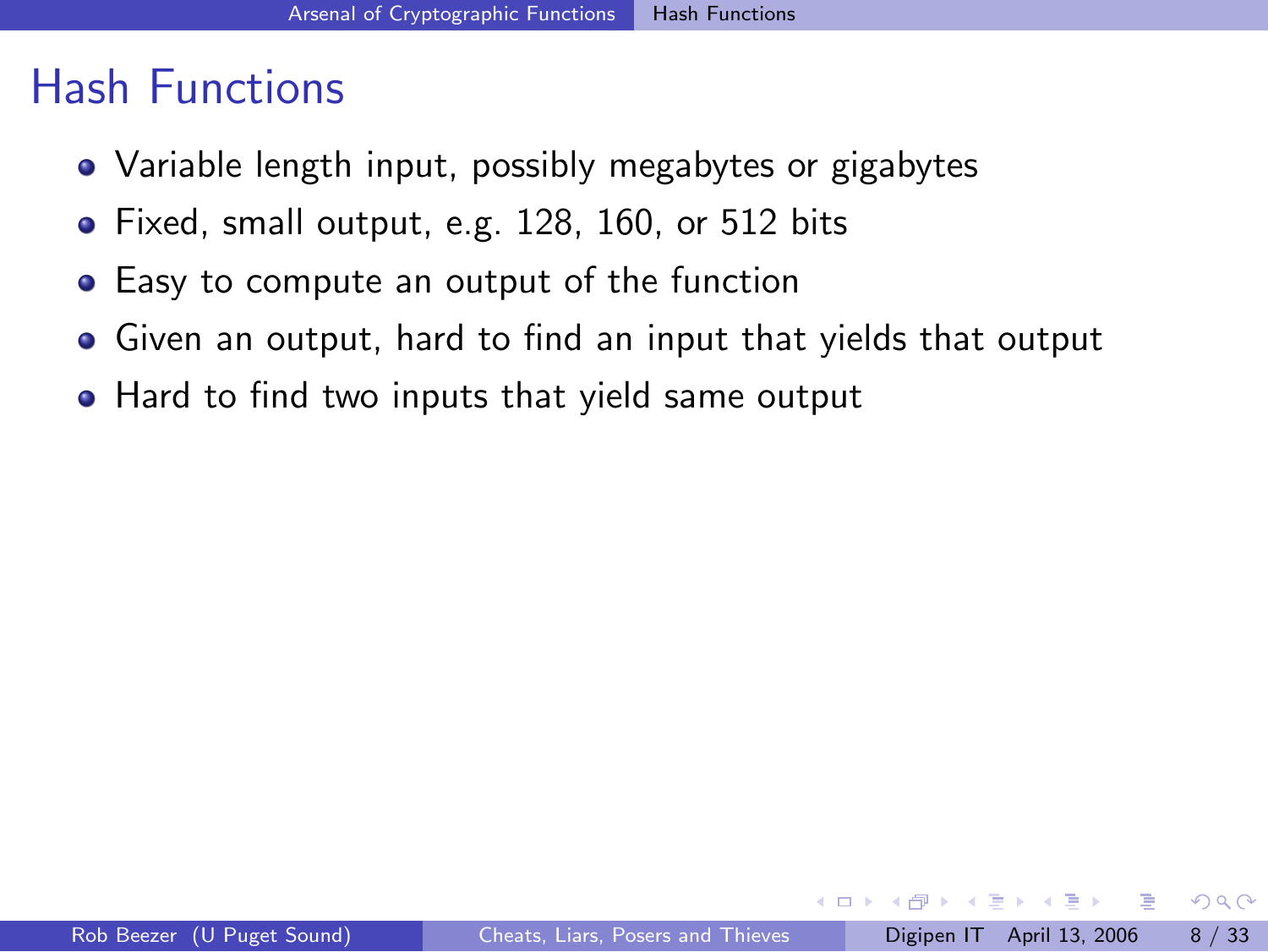# Hash Functions

- Variable length input, possibly megabytes or gigabytes
- Fixed, small output, e.g. 128, 160, or 512 bits
- Easy to compute an output of the function
- Given an output, hard to find an input that yields that output
- Hard to find two inputs that yield same output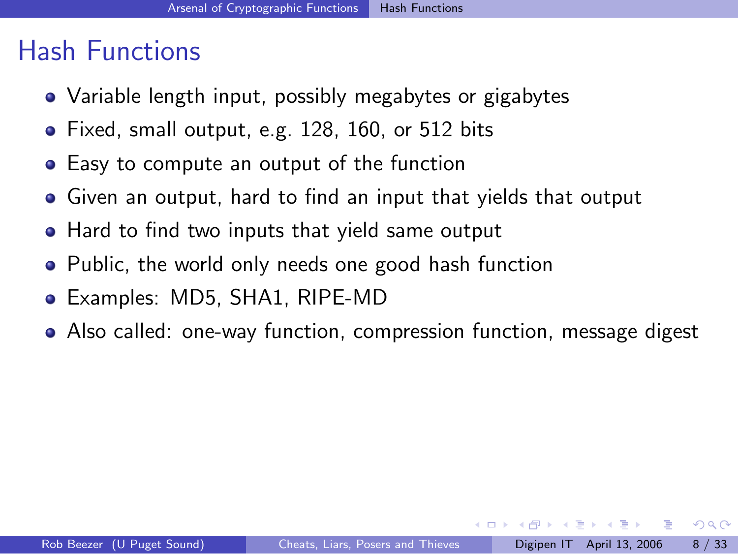# Hash Functions

- Variable length input, possibly megabytes or gigabytes
- Fixed, small output, e.g. 128, 160, or 512 bits
- Easy to compute an output of the function
- Given an output, hard to find an input that yields that output
- Hard to find two inputs that yield same output
- Public, the world only needs one good hash function
- Examples: MD5, SHA1, RIPE-MD
- Also called: one-way function, compression function, message digest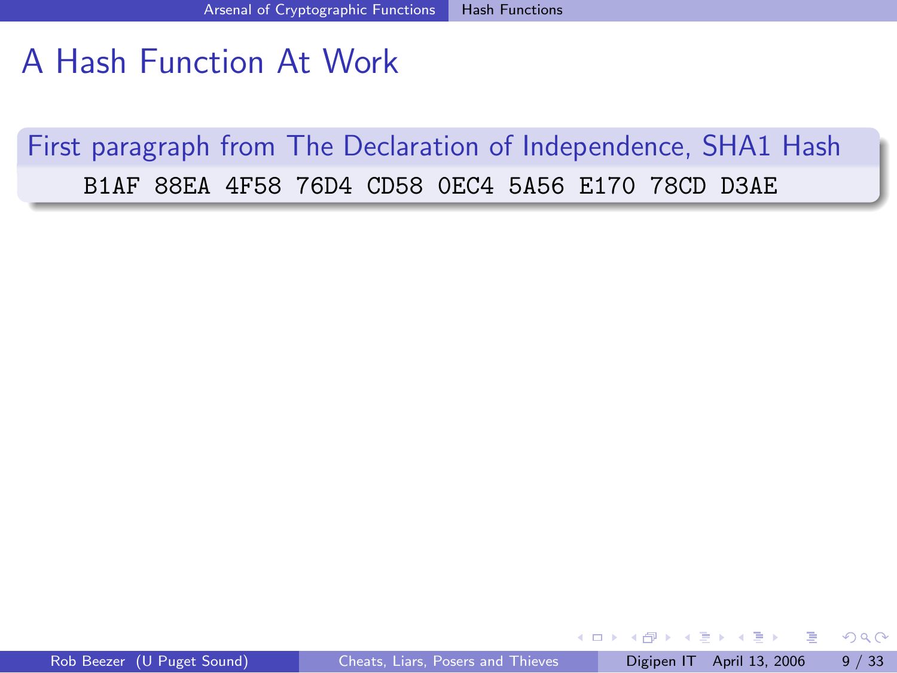# A Hash Function At Work

**First paragraph from The Declaration of Independence, SHA1 Hash**

```
B1AF 88EA 4F58 76D4 CD58 0EC4 5A56 E170 78CD D3AE
```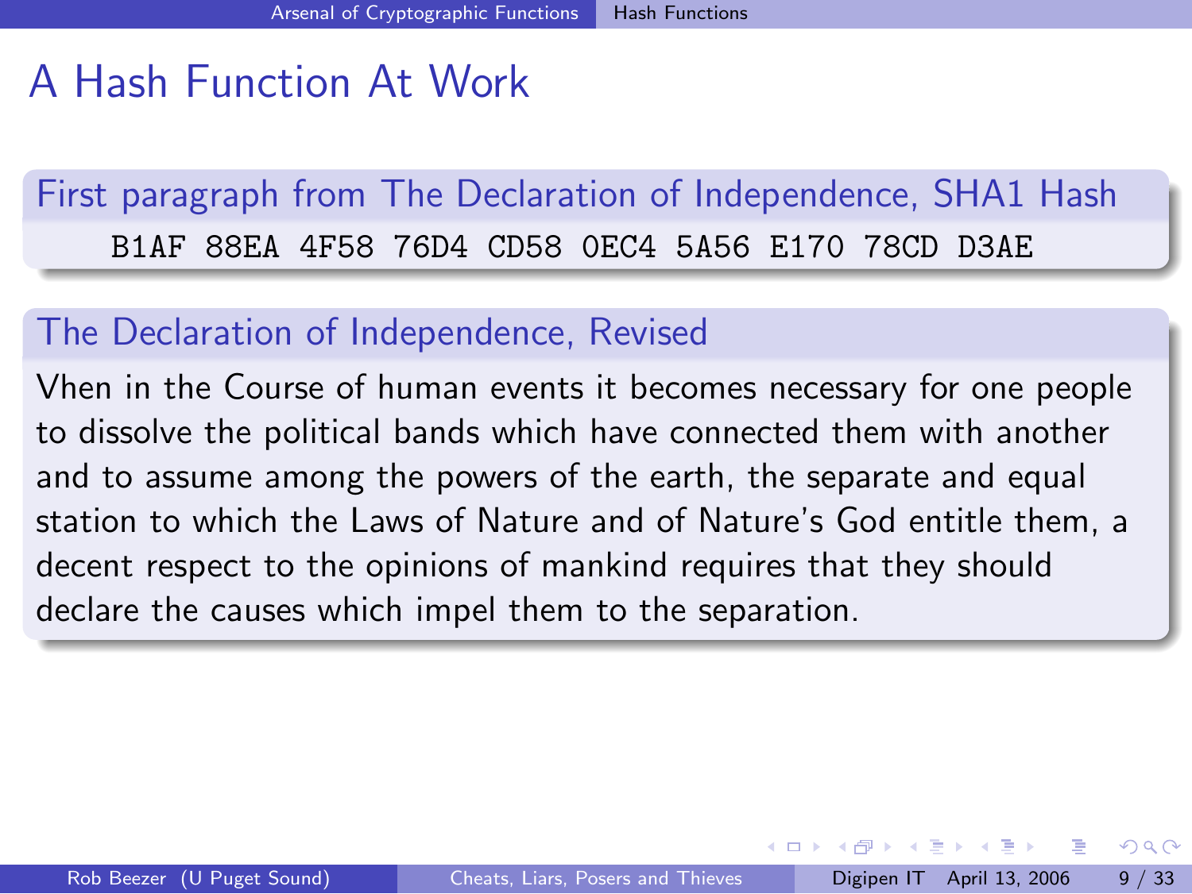# A Hash Function At Work

### First paragraph from The Declaration of Independence, SHA1 Hash

```
B1AF 88EA 4F58 76D4 CD58 0EC4 5A56 E170 78CD D3AE
```

### The Declaration of Independence, Revised

Vhen in the Course of human events it becomes necessary for one people to dissolve the political bands which have connected them with another and to assume among the powers of the earth, the separate and equal station to which the Laws of Nature and of Nature's God entitle them, a decent respect to the opinions of mankind requires that they should declare the causes which impel them to the separation.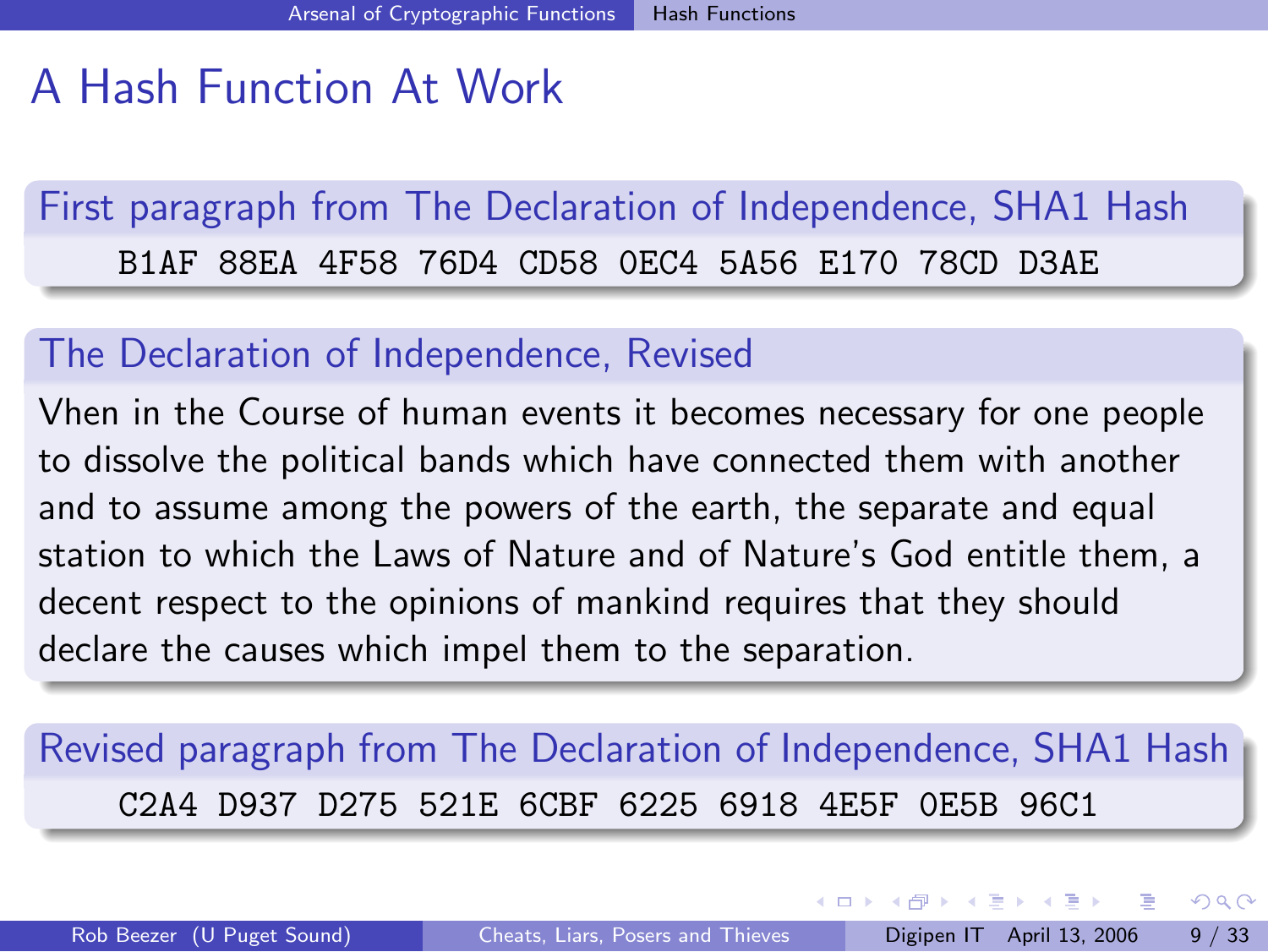# A Hash Function At Work

### First paragraph from The Declaration of Independence, SHA1 Hash

```
B1AF 88EA 4F58 76D4 CD58 0EC4 5A56 E170 78CD D3AE
```

### The Declaration of Independence, Revised

Vhen in the Course of human events it becomes necessary for one people to dissolve the political bands which have connected them with another and to assume among the powers of the earth, the separate and equal station to which the Laws of Nature and of Nature's God entitle them, a decent respect to the opinions of mankind requires that they should declare the causes which impel them to the separation.

### Revised paragraph from The Declaration of Independence, SHA1 Hash

```
C2A4 D937 D275 521E 6CBF 6225 6918 4E5F 0E5B 96C1
```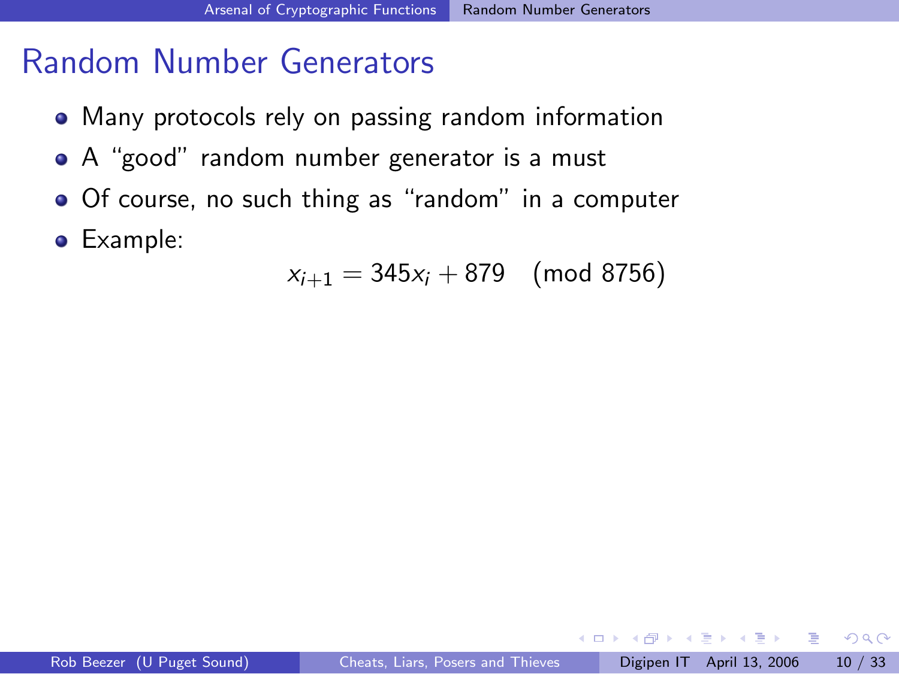# Random Number Generators

- Many protocols rely on passing random information
- A "good" random number generator is a must
- Of course, no such thing as "random" in a computer
- Example:

$$x_{i+1} = 345x_i + 879 \pmod{8756}$$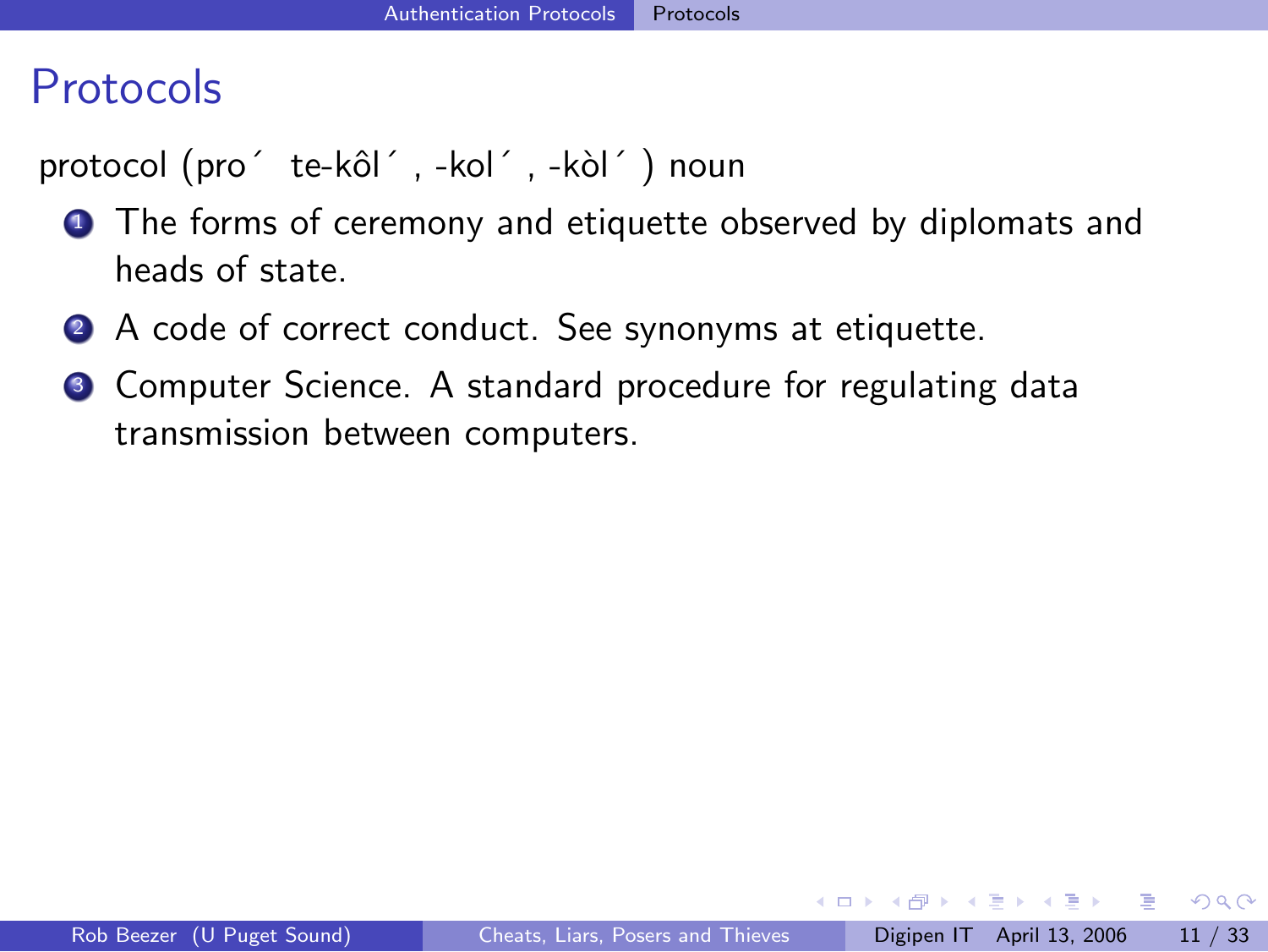# Protocols

protocol (pro´ te-kôl´ , -kol´ , -kòl´ ) noun

1. The forms of ceremony and etiquette observed by diplomats and heads of state.
2. A code of correct conduct. See synonyms at etiquette.
3. Computer Science. A standard procedure for regulating data transmission between computers.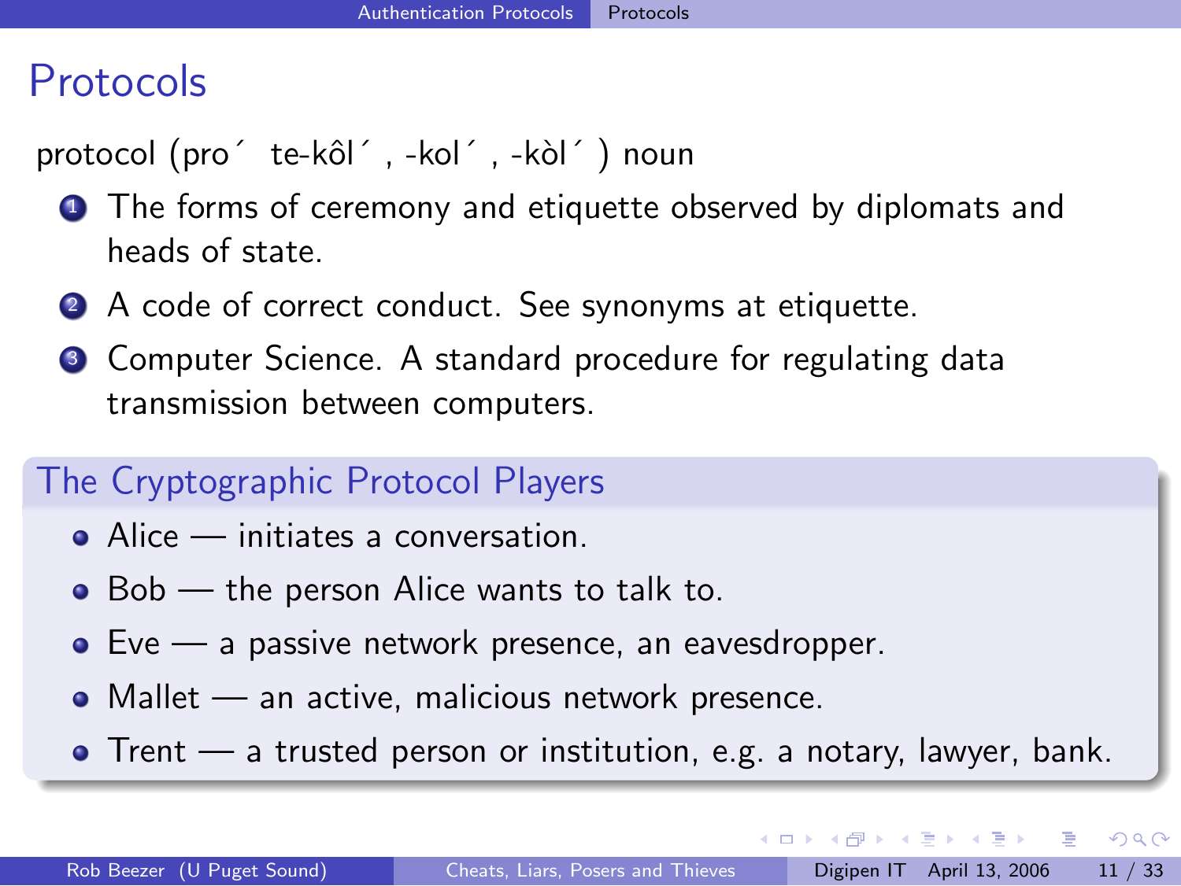# Protocols

protocol (pro´ te-kôl´ , -kol´ , -kòl´ ) noun

1. The forms of ceremony and etiquette observed by diplomats and heads of state.
2. A code of correct conduct. See synonyms at etiquette.
3. Computer Science. A standard procedure for regulating data transmission between computers.

## The Cryptographic Protocol Players

- Alice — initiates a conversation.
- Bob — the person Alice wants to talk to.
- Eve — a passive network presence, an eavesdropper.
- Mallet — an active, malicious network presence.
- Trent — a trusted person or institution, e.g. a notary, lawyer, bank.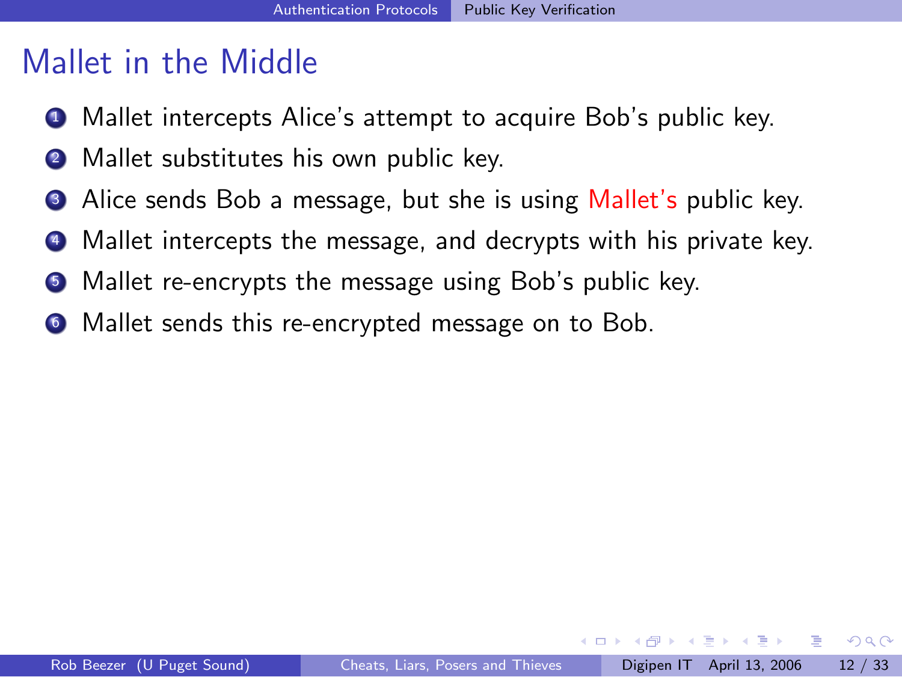# Mallet in the Middle

1. Mallet intercepts Alice's attempt to acquire Bob's public key.
2. Mallet substitutes his own public key.
3. Alice sends Bob a message, but she is using Mallet's public key.
4. Mallet intercepts the message, and decrypts with his private key.
5. Mallet re-encrypts the message using Bob's public key.
6. Mallet sends this re-encrypted message on to Bob.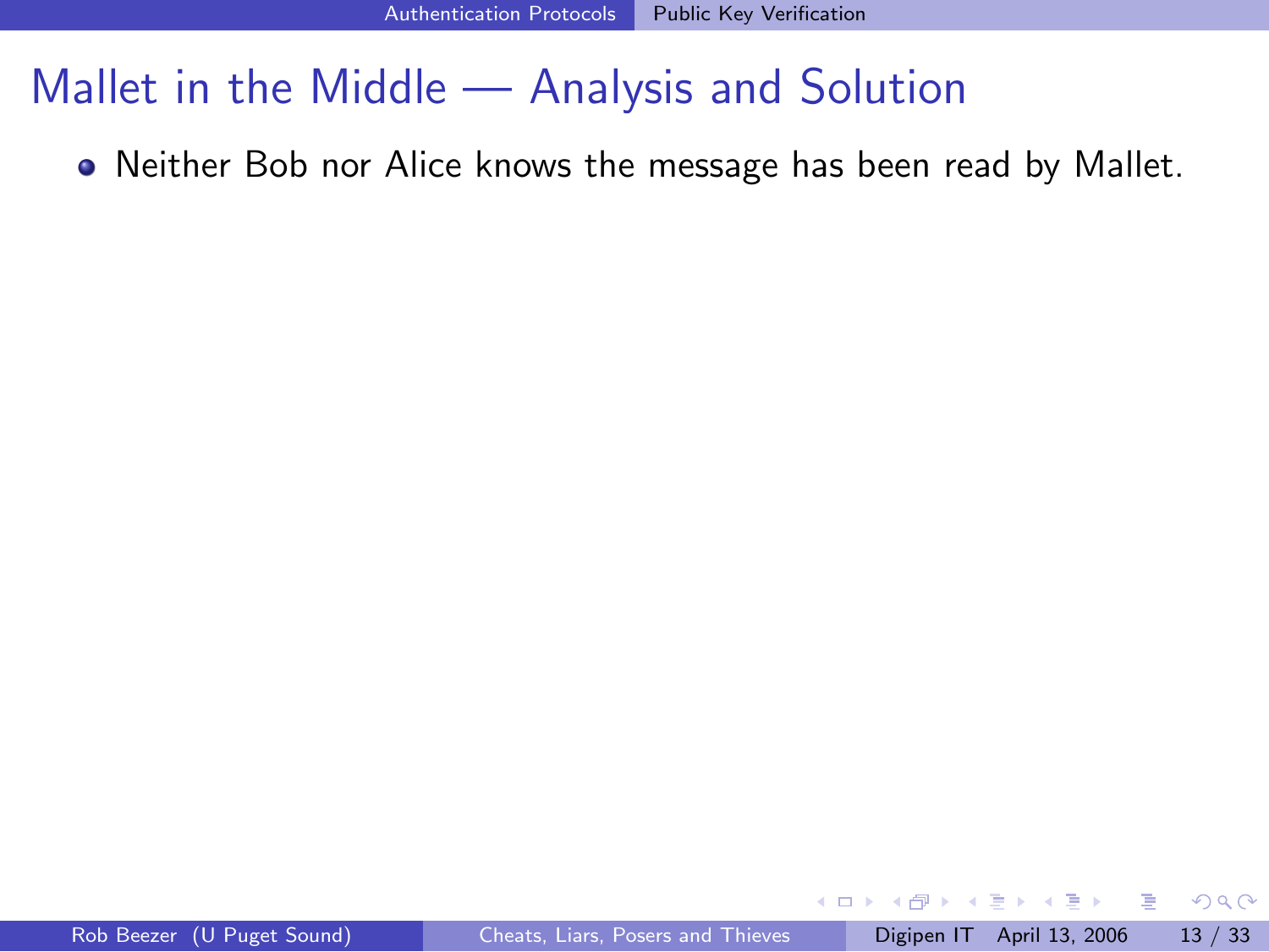# Mallet in the Middle — Analysis and Solution

- Neither Bob nor Alice knows the message has been read by Mallet.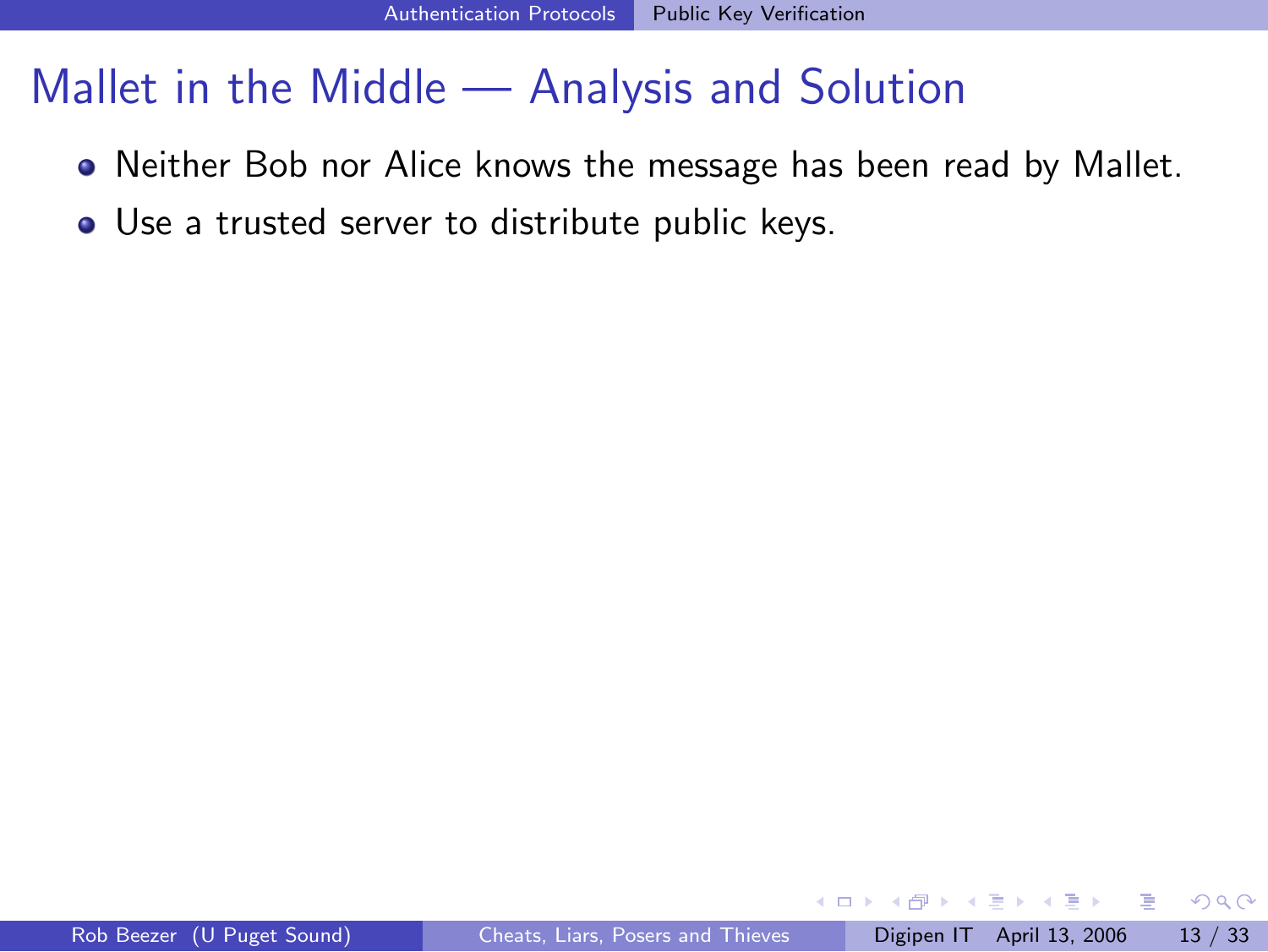## Mallet in the Middle — Analysis and Solution

- Neither Bob nor Alice knows the message has been read by Mallet.
- Use a trusted server to distribute public keys.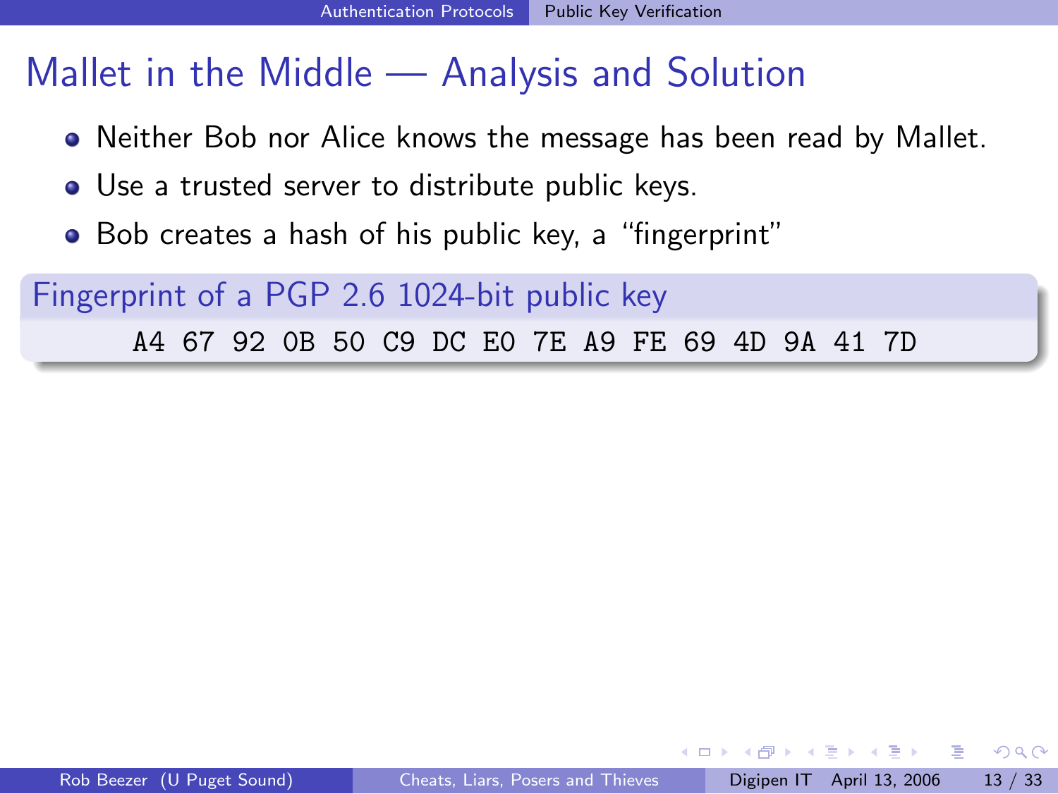## Mallet in the Middle — Analysis and Solution

- Neither Bob nor Alice knows the message has been read by Mallet.
- Use a trusted server to distribute public keys.
- Bob creates a hash of his public key, a "fingerprint"

**Fingerprint of a PGP 2.6 1024-bit public key**

```
A4 67 92 0B 50 C9 DC E0 7E A9 FE 69 4D 9A 41 7D
```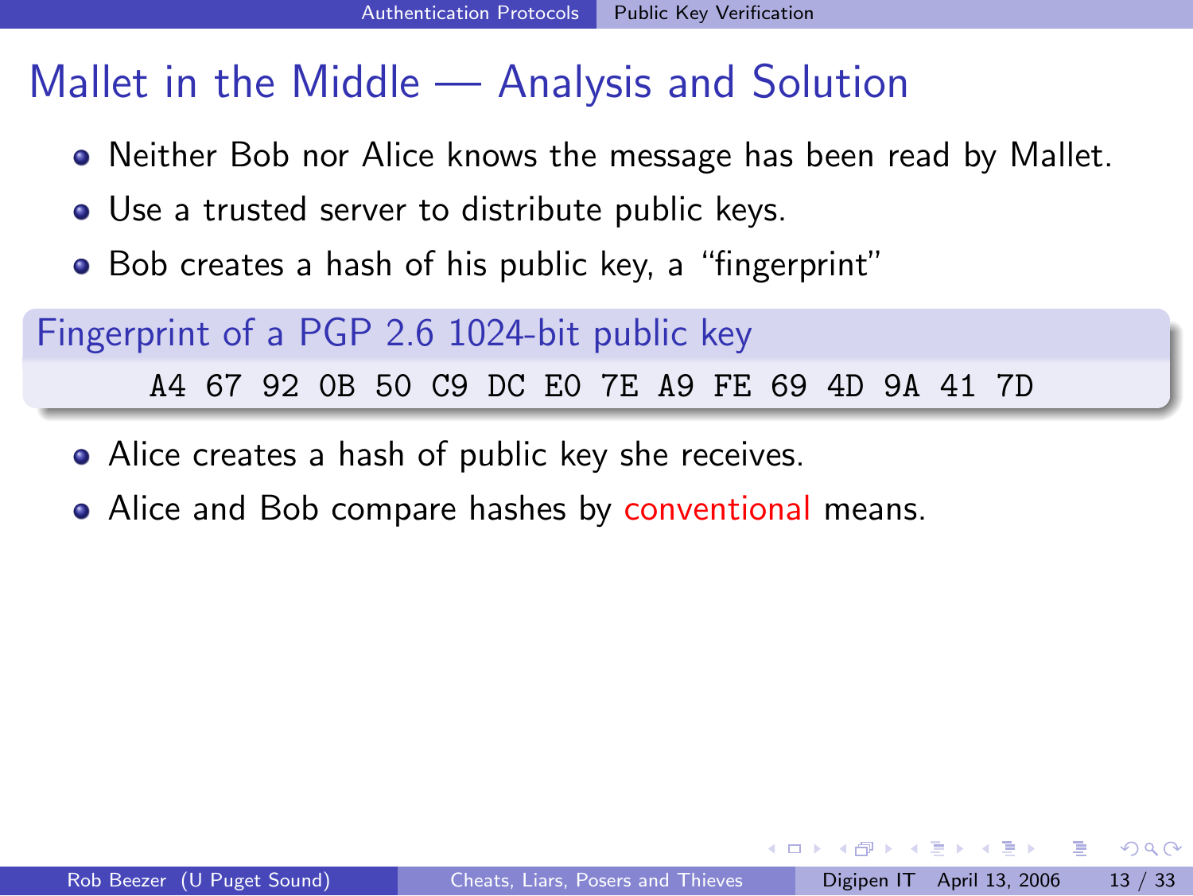# Mallet in the Middle — Analysis and Solution

- Neither Bob nor Alice knows the message has been read by Mallet.
- Use a trusted server to distribute public keys.
- Bob creates a hash of his public key, a "fingerprint"

**Fingerprint of a PGP 2.6 1024-bit public key**

```
A4 67 92 0B 50 C9 DC E0 7E A9 FE 69 4D 9A 41 7D
```

- Alice creates a hash of public key she receives.
- Alice and Bob compare hashes by conventional means.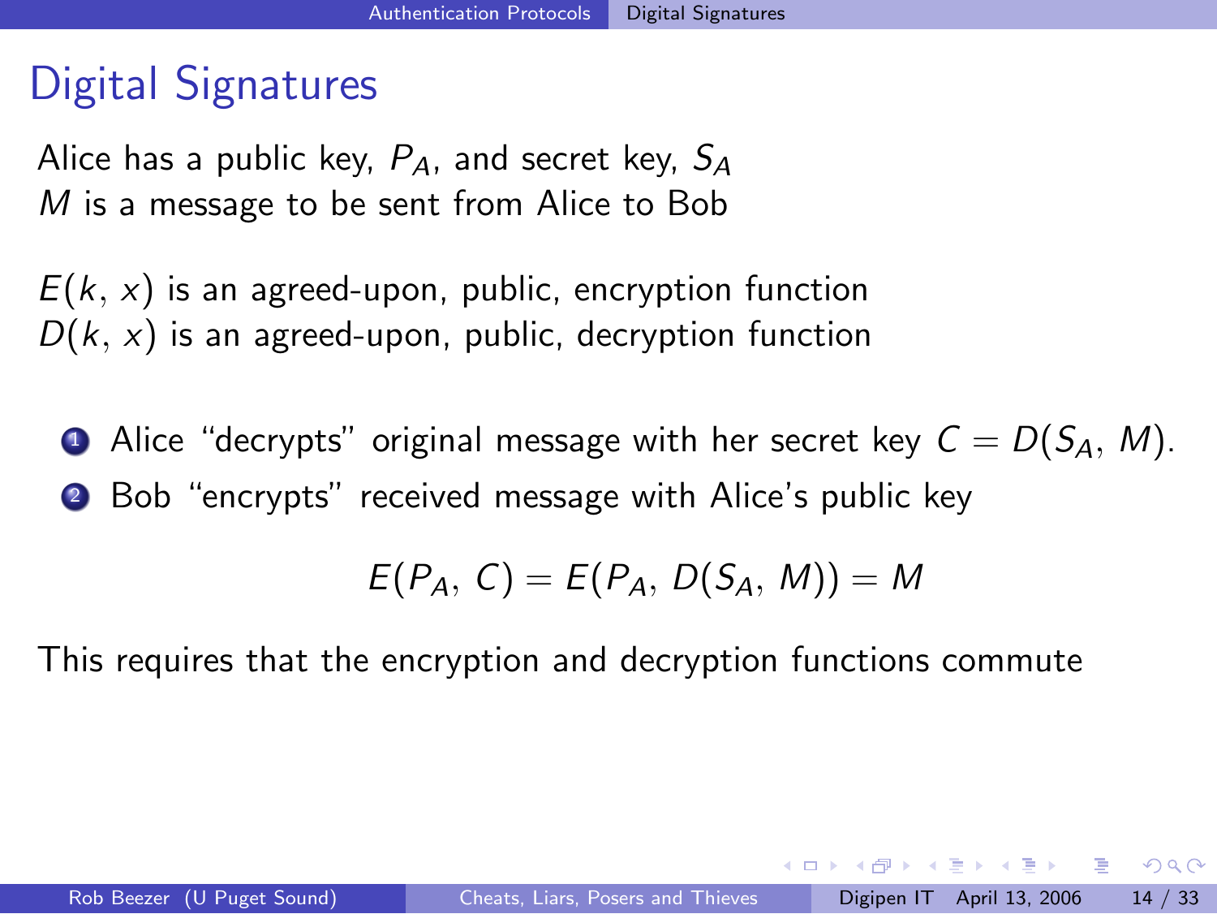# Digital Signatures

Alice has a public key, $P_A$, and secret key, $S_A$
$M$ is a message to be sent from Alice to Bob

$E(k, x)$ is an agreed-upon, public, encryption function
$D(k, x)$ is an agreed-upon, public, decryption function

1. Alice "decrypts" original message with her secret key $C = D(S_A, M)$.
2. Bob "encrypts" received message with Alice's public key

$$E(P_A, C) = E(P_A, D(S_A, M)) = M$$

This requires that the encryption and decryption functions commute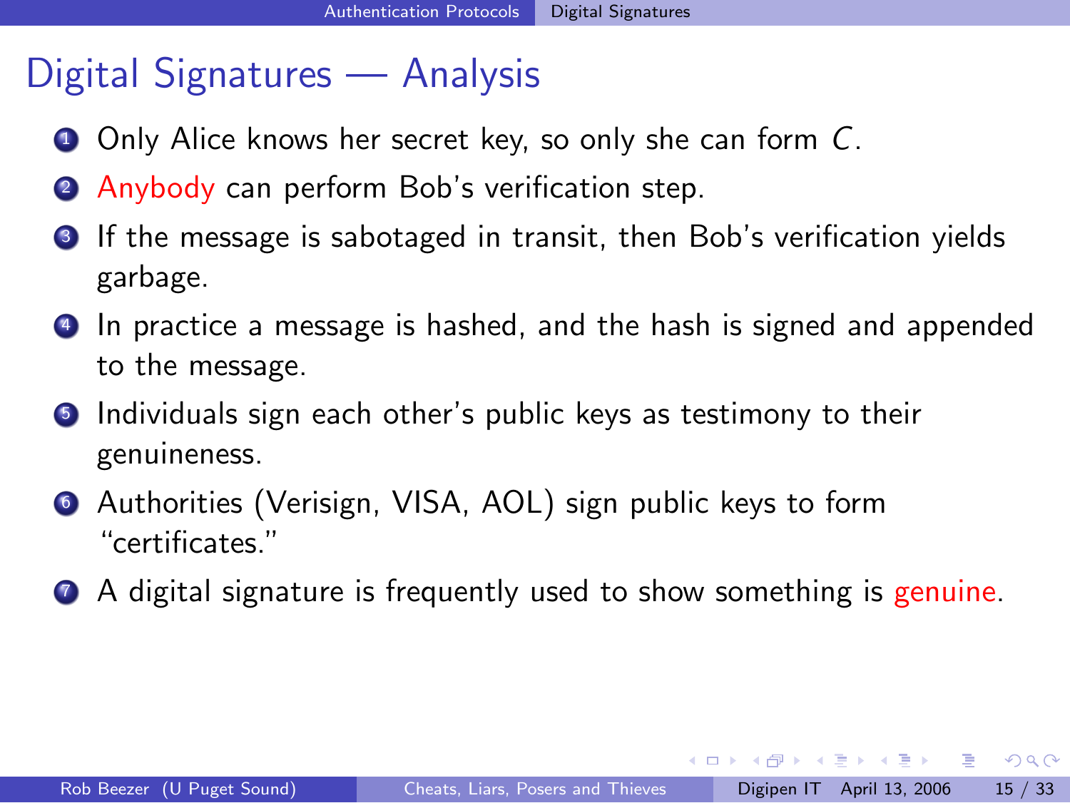# Digital Signatures — Analysis

1. Only Alice knows her secret key, so only she can form $C$.
2. Anybody can perform Bob's verification step.
3. If the message is sabotaged in transit, then Bob's verification yields garbage.
4. In practice a message is hashed, and the hash is signed and appended to the message.
5. Individuals sign each other's public keys as testimony to their genuineness.
6. Authorities (Verisign, VISA, AOL) sign public keys to form "certificates."
7. A digital signature is frequently used to show something is genuine.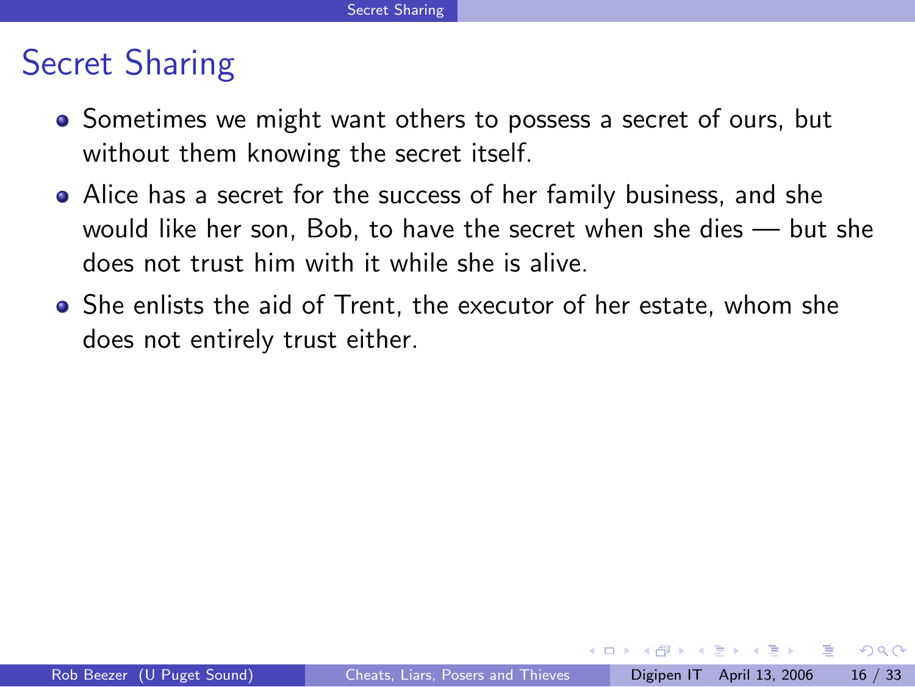# Secret Sharing

- Sometimes we might want others to possess a secret of ours, but without them knowing the secret itself.
- Alice has a secret for the success of her family business, and she would like her son, Bob, to have the secret when she dies — but she does not trust him with it while she is alive.
- She enlists the aid of Trent, the executor of her estate, whom she does not entirely trust either.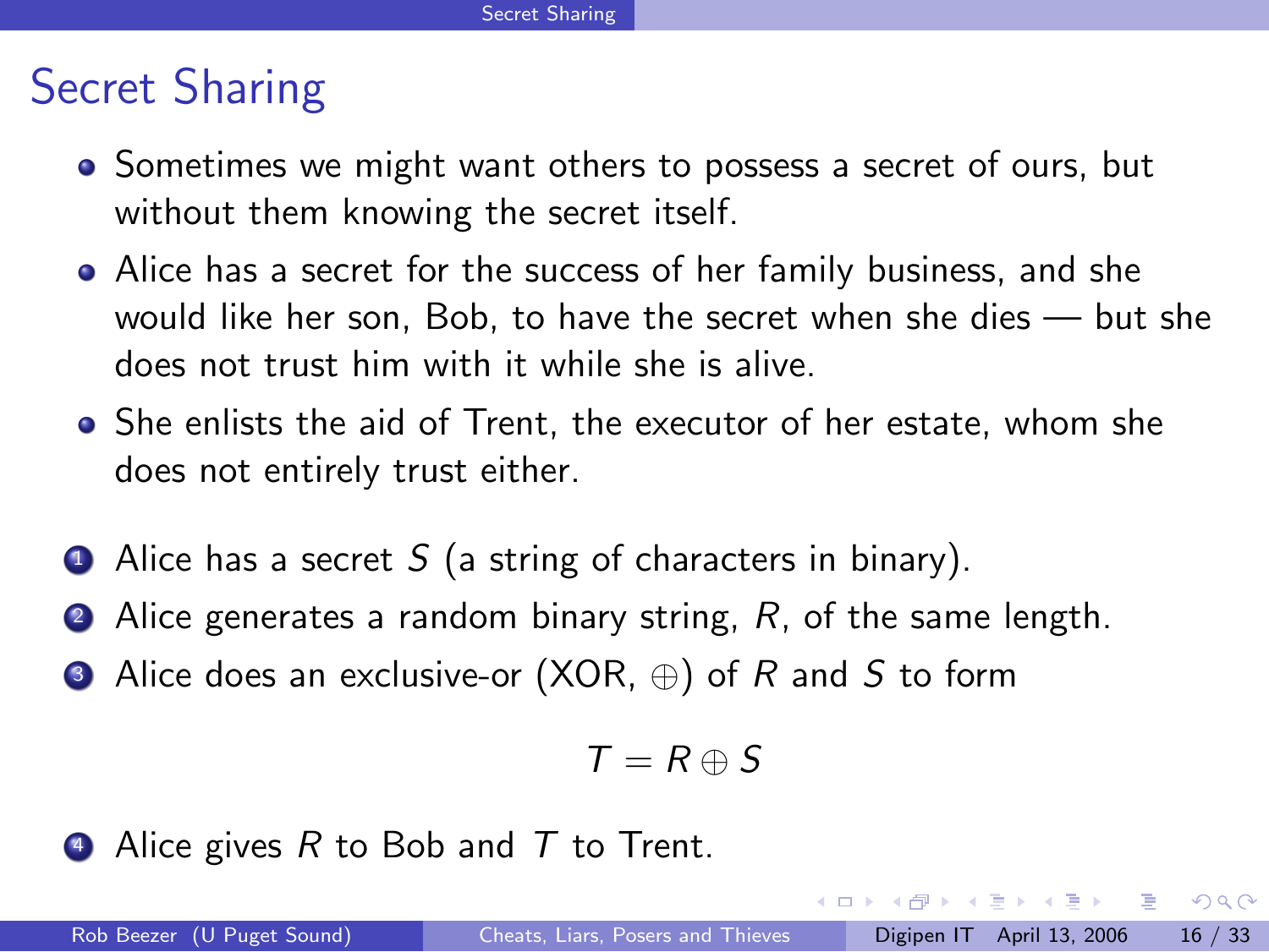# Secret Sharing

- Sometimes we might want others to possess a secret of ours, but without them knowing the secret itself.
- Alice has a secret for the success of her family business, and she would like her son, Bob, to have the secret when she dies — but she does not trust him with it while she is alive.
- She enlists the aid of Trent, the executor of her estate, whom she does not entirely trust either.

1. Alice has a secret $S$ (a string of characters in binary).
2. Alice generates a random binary string, $R$, of the same length.
3. Alice does an exclusive-or (XOR, $\oplus$) of $R$ and $S$ to form

$$T = R \oplus S$$

4. Alice gives $R$ to Bob and $T$ to Trent.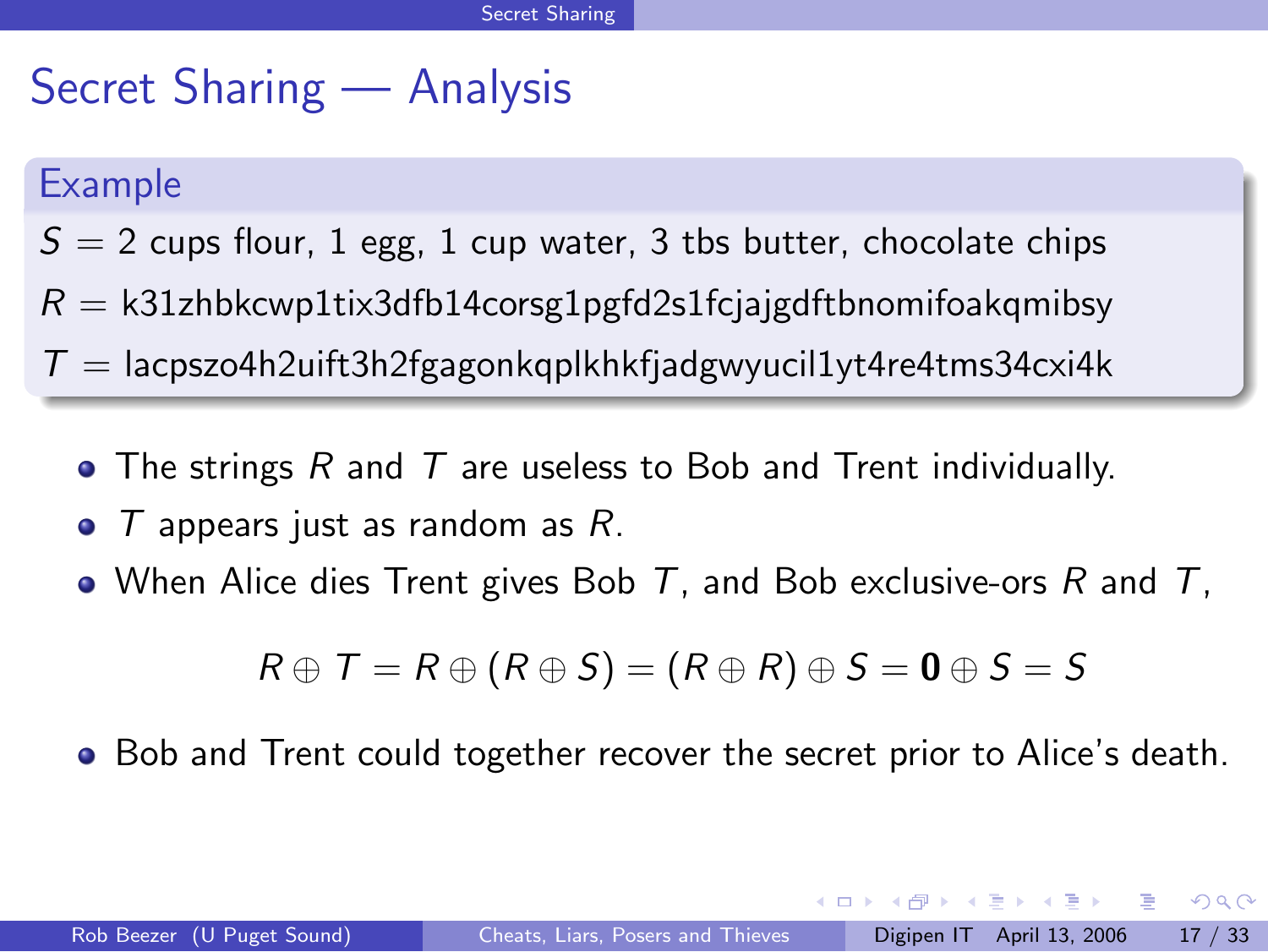# Secret Sharing — Analysis

**Example**

$S$ = 2 cups flour, 1 egg, 1 cup water, 3 tbs butter, chocolate chips

$R$ = k31zhbkcwp1tix3dfb14corsg1pgfd2s1fcjajgdftbnomifoakqmibsy

$T$ = lacpszo4h2uift3h2fgagonkqplkhkfjadgwyucil1yt4re4tms34cxi4k

- The strings $R$ and $T$ are useless to Bob and Trent individually.
- $T$ appears just as random as $R$.
- When Alice dies Trent gives Bob $T$, and Bob exclusive-ors $R$ and $T$,

$$R \oplus T = R \oplus (R \oplus S) = (R \oplus R) \oplus S = \mathbf{0} \oplus S = S$$

- Bob and Trent could together recover the secret prior to Alice's death.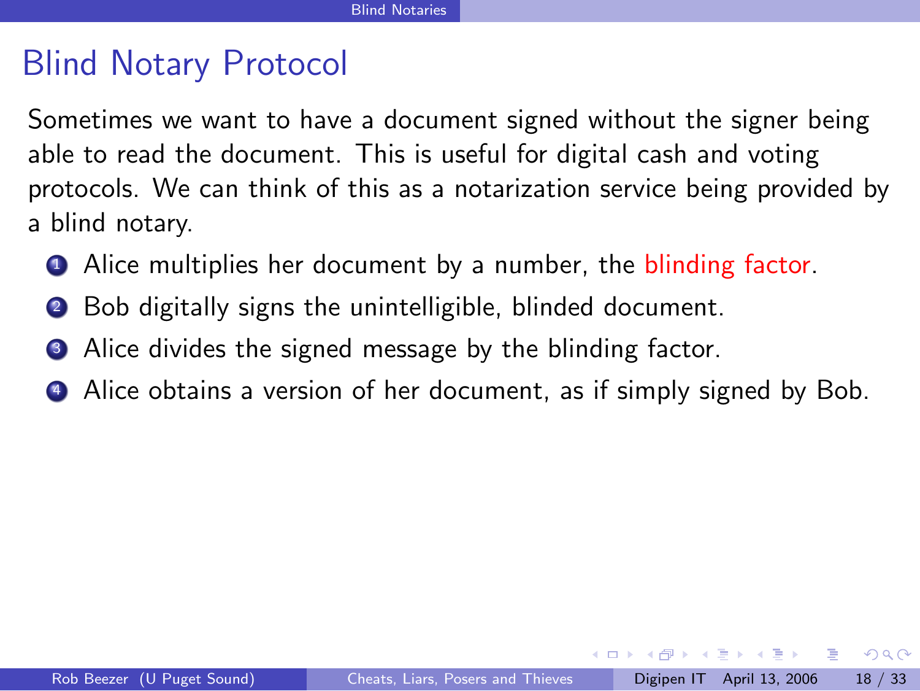# Blind Notary Protocol

Sometimes we want to have a document signed without the signer being able to read the document. This is useful for digital cash and voting protocols. We can think of this as a notarization service being provided by a blind notary.

1. Alice multiplies her document by a number, the blinding factor.
2. Bob digitally signs the unintelligible, blinded document.
3. Alice divides the signed message by the blinding factor.
4. Alice obtains a version of her document, as if simply signed by Bob.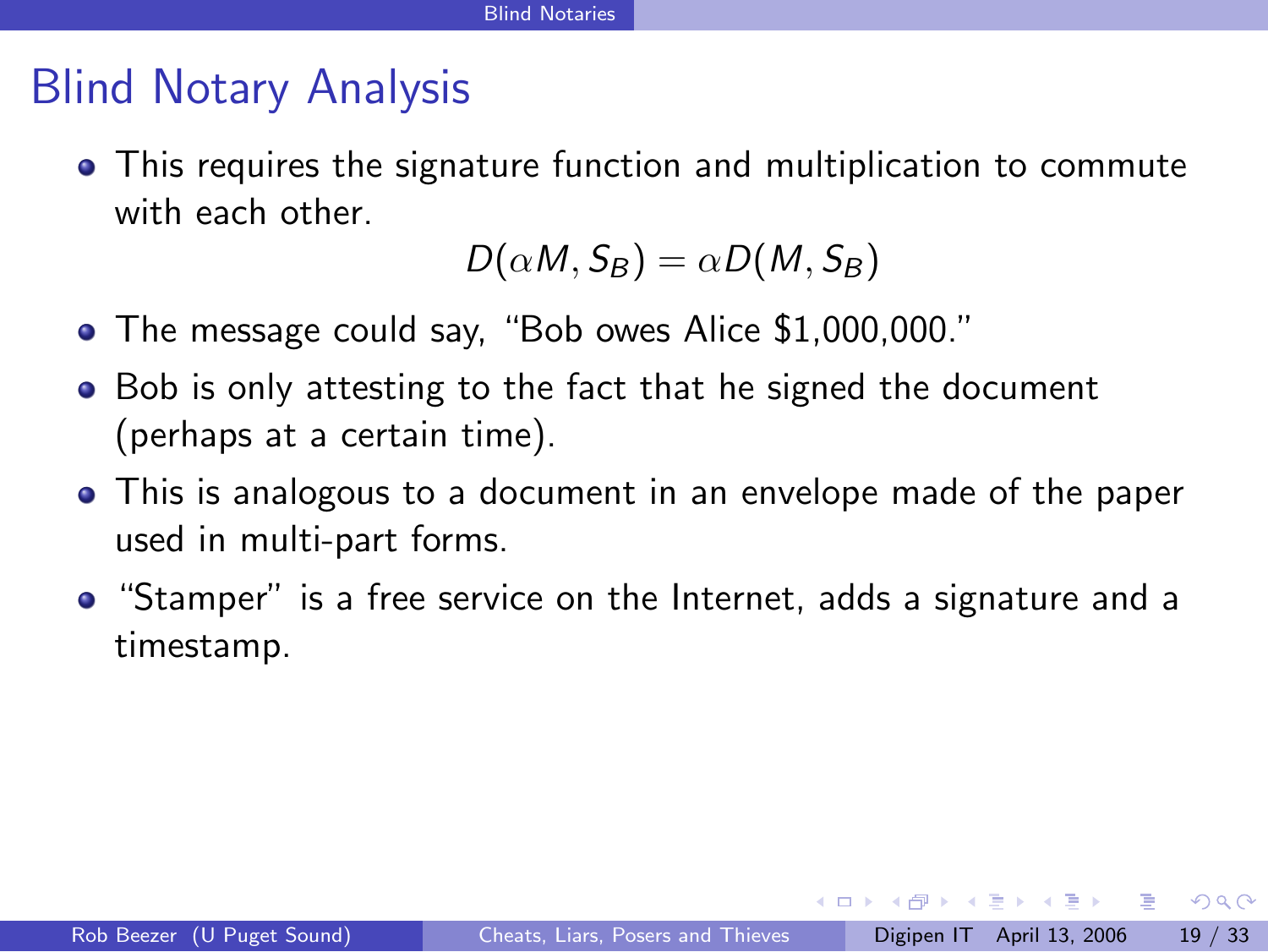# Blind Notary Analysis

- This requires the signature function and multiplication to commute with each other.

$$D(\alpha M, S_B) = \alpha D(M, S_B)$$

- The message could say, "Bob owes Alice $1,000,000."
- Bob is only attesting to the fact that he signed the document (perhaps at a certain time).
- This is analogous to a document in an envelope made of the paper used in multi-part forms.
- "Stamper" is a free service on the Internet, adds a signature and a timestamp.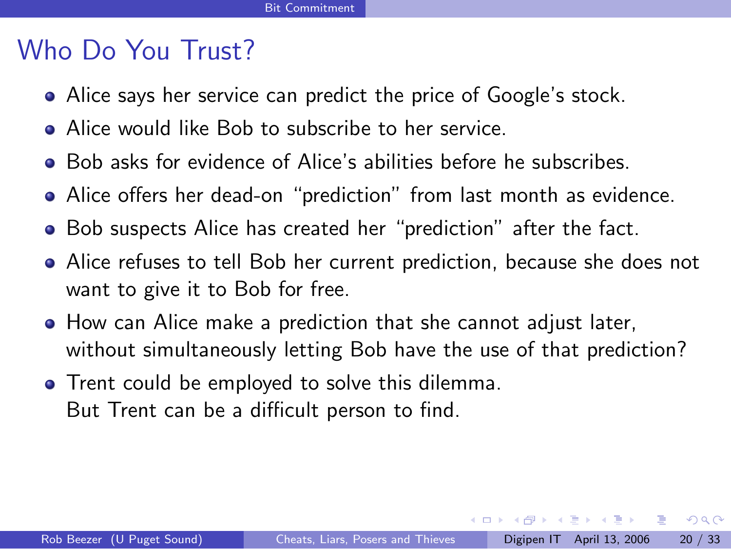# Who Do You Trust?

- Alice says her service can predict the price of Google's stock.
- Alice would like Bob to subscribe to her service.
- Bob asks for evidence of Alice's abilities before he subscribes.
- Alice offers her dead-on "prediction" from last month as evidence.
- Bob suspects Alice has created her "prediction" after the fact.
- Alice refuses to tell Bob her current prediction, because she does not want to give it to Bob for free.
- How can Alice make a prediction that she cannot adjust later, without simultaneously letting Bob have the use of that prediction?
- Trent could be employed to solve this dilemma.  
  But Trent can be a difficult person to find.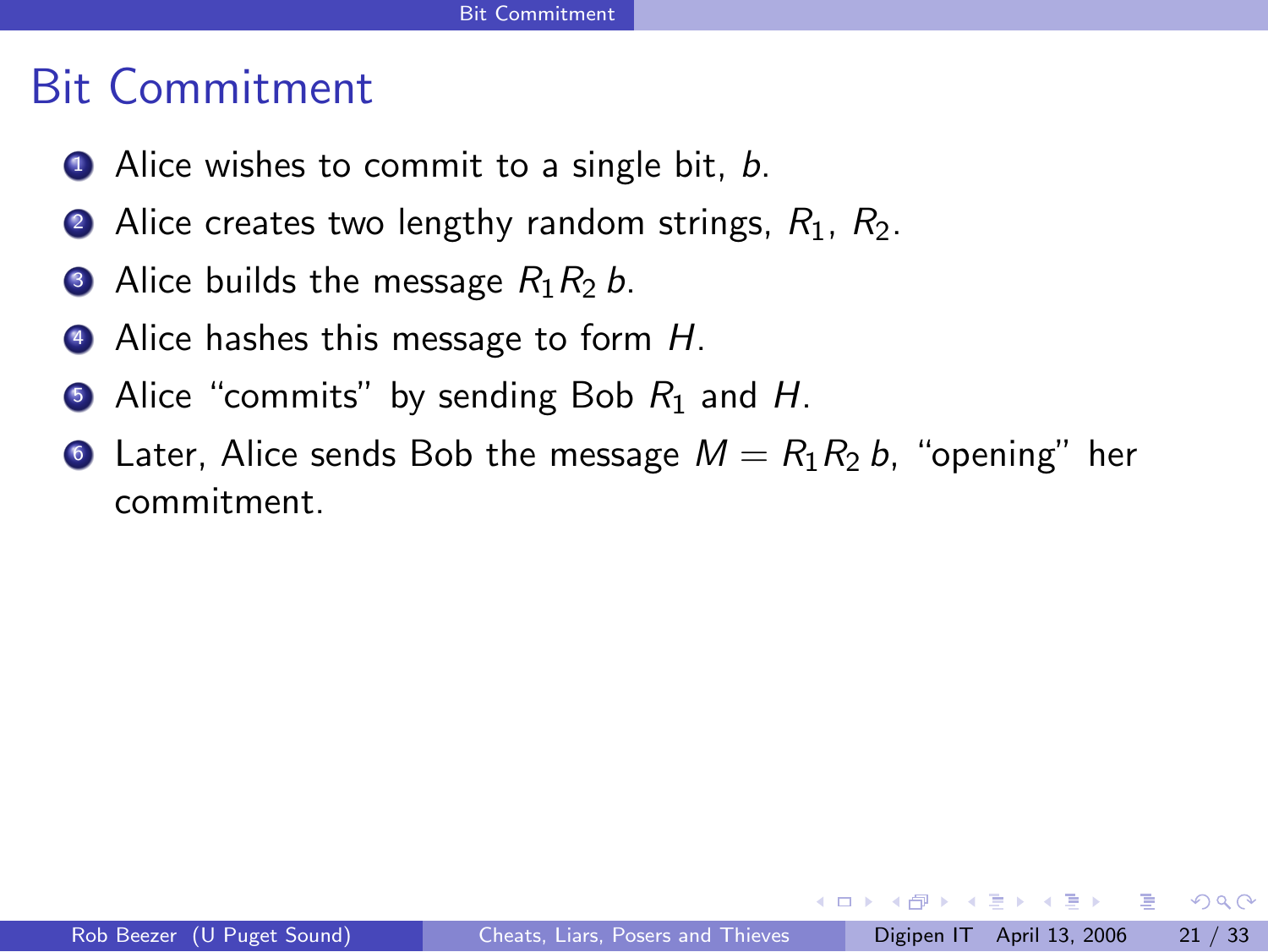# Bit Commitment

1. Alice wishes to commit to a single bit, $b$.
2. Alice creates two lengthy random strings, $R_1$, $R_2$.
3. Alice builds the message $R_1 R_2\, b$.
4. Alice hashes this message to form $H$.
5. Alice "commits" by sending Bob $R_1$ and $H$.
6. Later, Alice sends Bob the message $M = R_1 R_2\, b$, "opening" her commitment.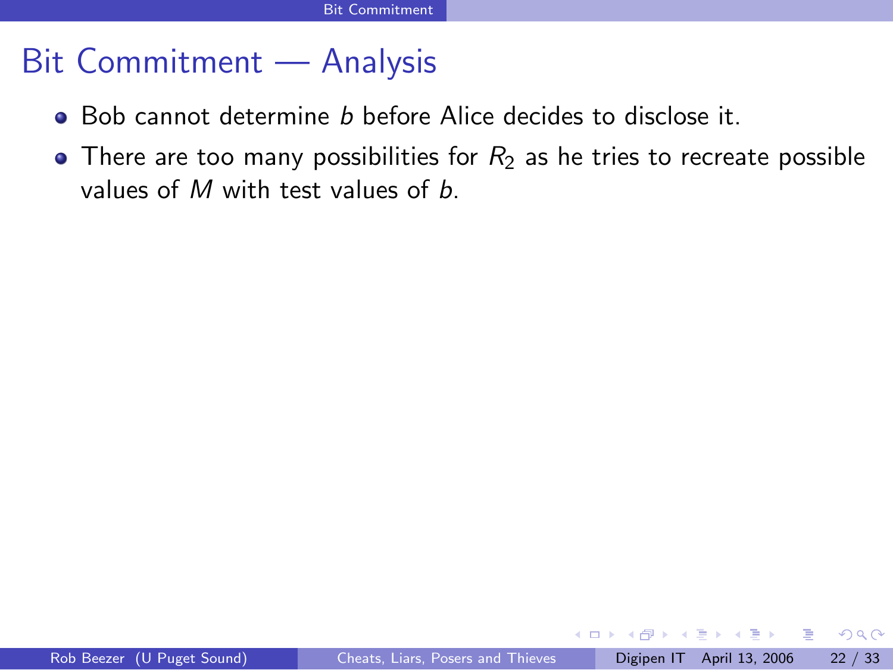# Bit Commitment — Analysis

- Bob cannot determine $b$ before Alice decides to disclose it.
- There are too many possibilities for $R_2$ as he tries to recreate possible values of $M$ with test values of $b$.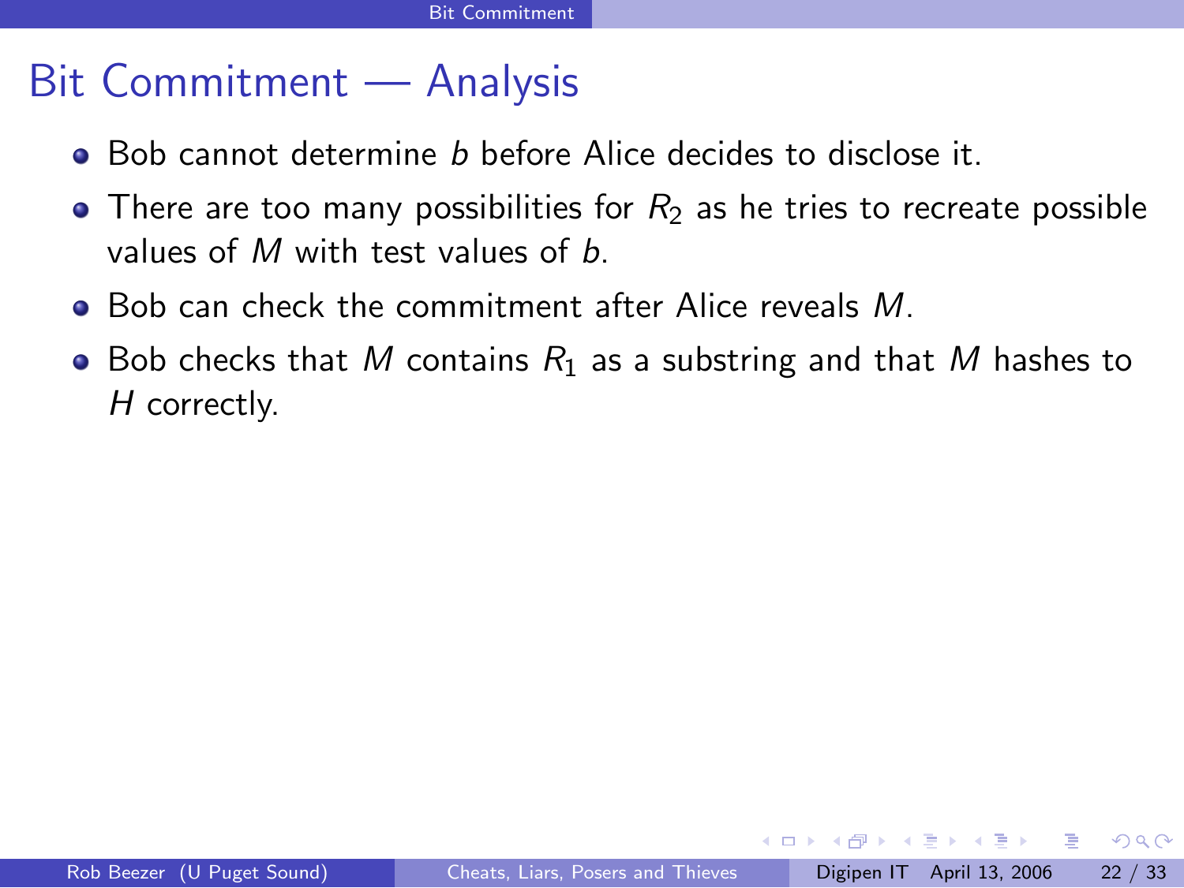# Bit Commitment — Analysis

- Bob cannot determine $b$ before Alice decides to disclose it.
- There are too many possibilities for $R_2$ as he tries to recreate possible values of $M$ with test values of $b$.
- Bob can check the commitment after Alice reveals $M$.
- Bob checks that $M$ contains $R_1$ as a substring and that $M$ hashes to $H$ correctly.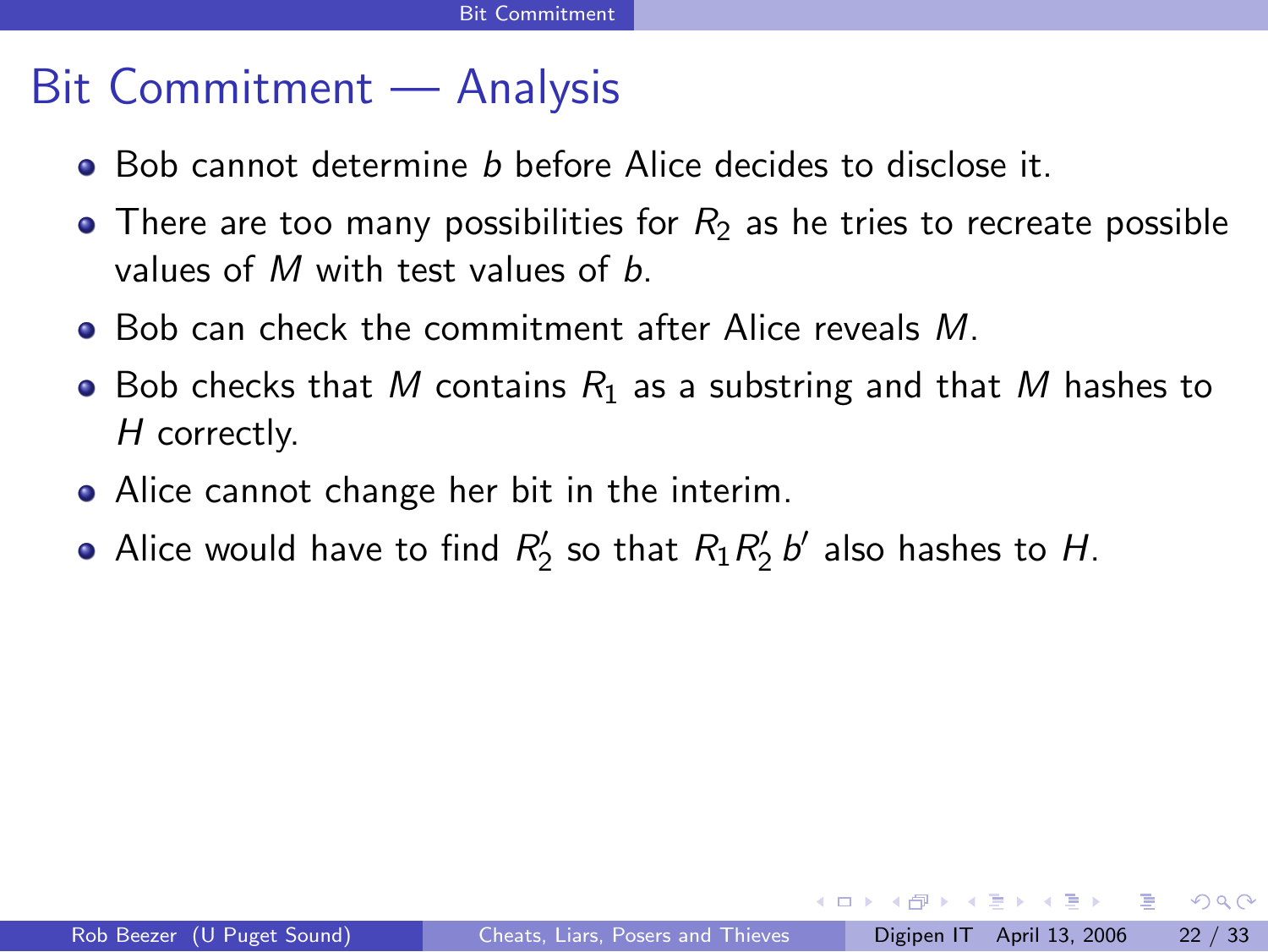# Bit Commitment — Analysis

- Bob cannot determine $b$ before Alice decides to disclose it.
- There are too many possibilities for $R_2$ as he tries to recreate possible values of $M$ with test values of $b$.
- Bob can check the commitment after Alice reveals $M$.
- Bob checks that $M$ contains $R_1$ as a substring and that $M$ hashes to $H$ correctly.
- Alice cannot change her bit in the interim.
- Alice would have to find $R_2'$ so that $R_1 R_2' \, b'$ also hashes to $H$.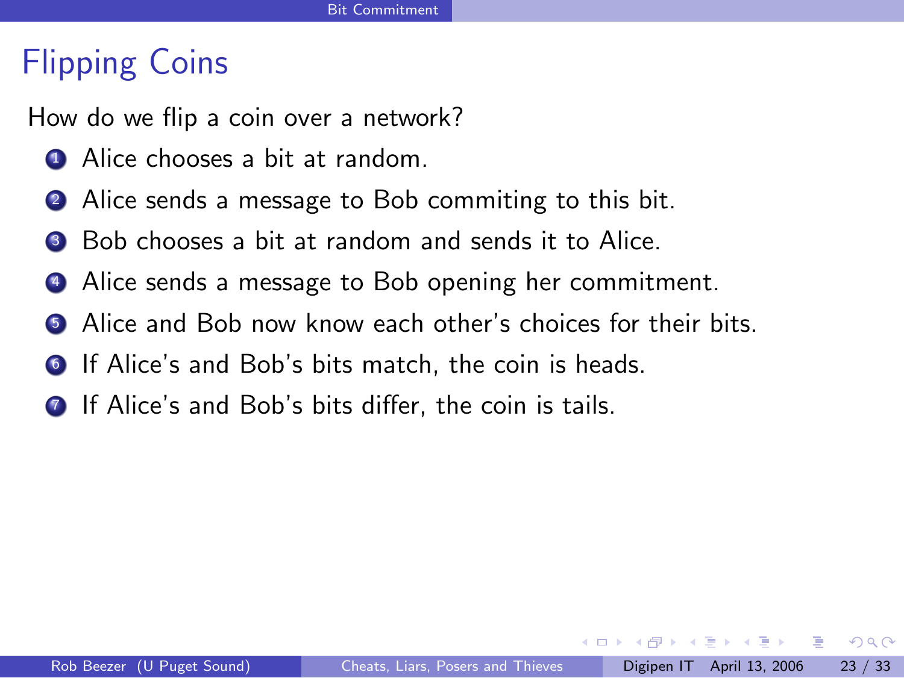# Flipping Coins

How do we flip a coin over a network?

1. Alice chooses a bit at random.
2. Alice sends a message to Bob commiting to this bit.
3. Bob chooses a bit at random and sends it to Alice.
4. Alice sends a message to Bob opening her commitment.
5. Alice and Bob now know each other's choices for their bits.
6. If Alice's and Bob's bits match, the coin is heads.
7. If Alice's and Bob's bits differ, the coin is tails.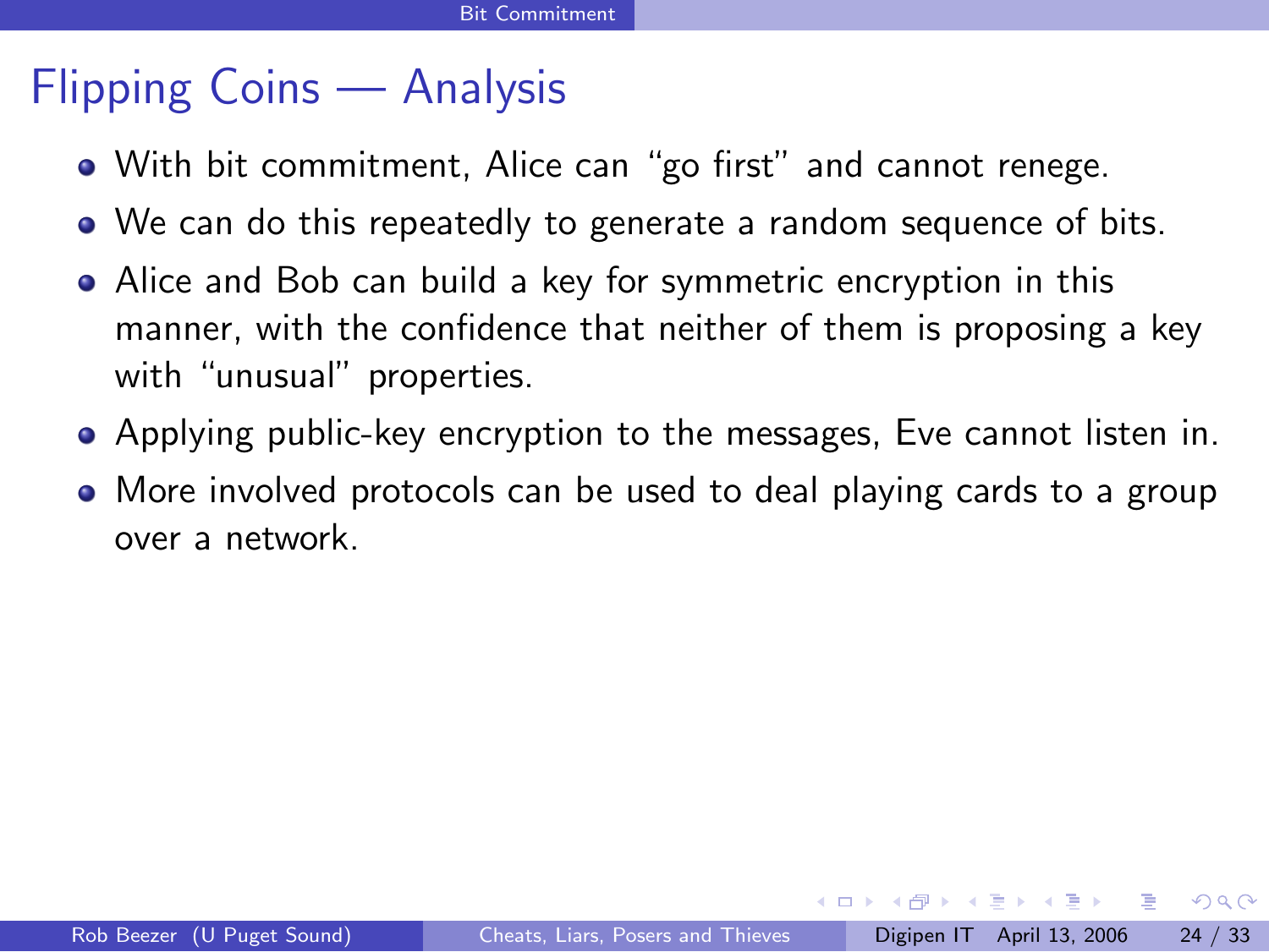# Flipping Coins — Analysis

- With bit commitment, Alice can "go first" and cannot renege.
- We can do this repeatedly to generate a random sequence of bits.
- Alice and Bob can build a key for symmetric encryption in this manner, with the confidence that neither of them is proposing a key with "unusual" properties.
- Applying public-key encryption to the messages, Eve cannot listen in.
- More involved protocols can be used to deal playing cards to a group over a network.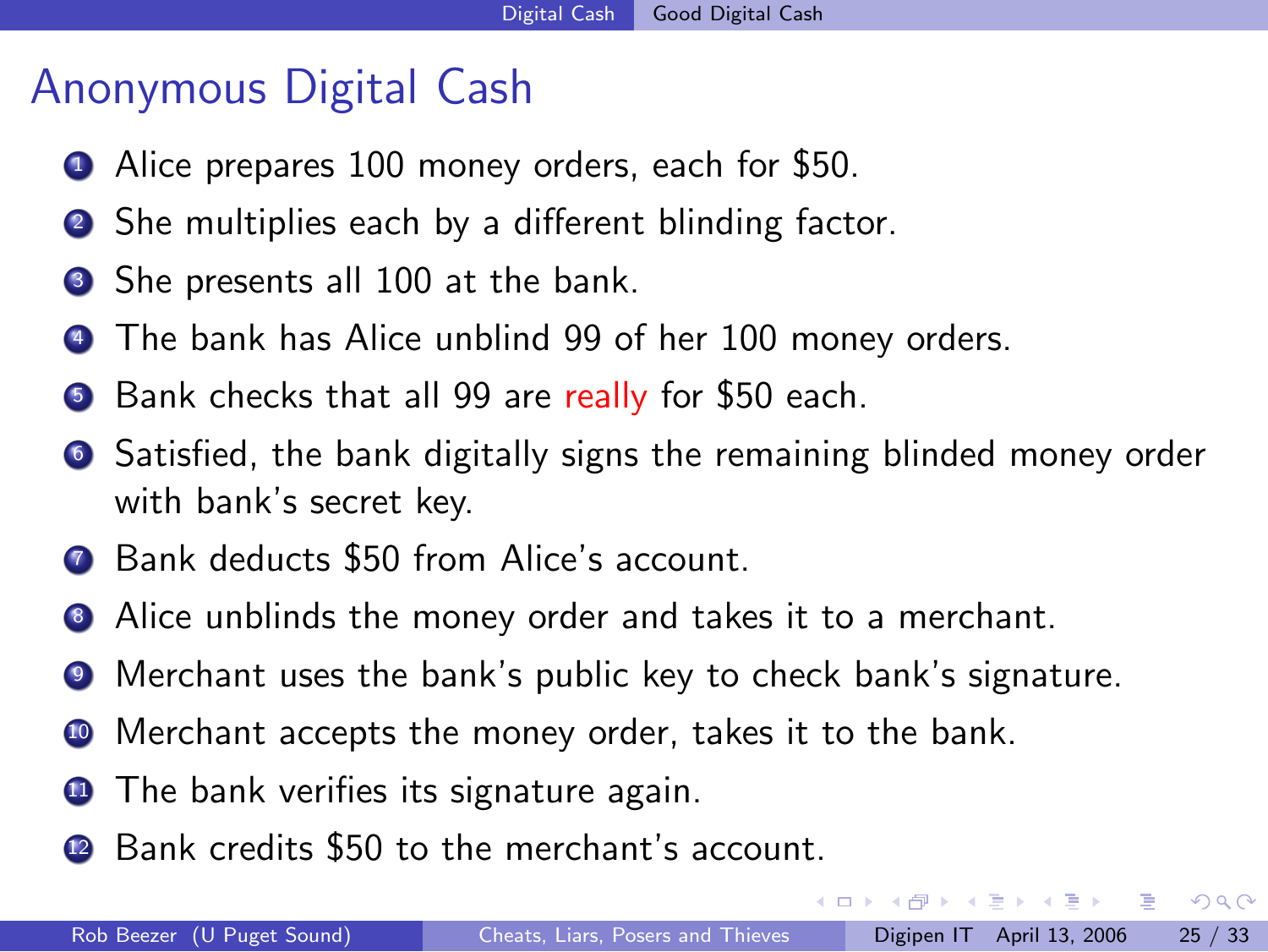# Anonymous Digital Cash

1. Alice prepares 100 money orders, each for \$50.
2. She multiplies each by a different blinding factor.
3. She presents all 100 at the bank.
4. The bank has Alice unblind 99 of her 100 money orders.
5. Bank checks that all 99 are really for \$50 each.
6. Satisfied, the bank digitally signs the remaining blinded money order with bank's secret key.
7. Bank deducts \$50 from Alice's account.
8. Alice unblinds the money order and takes it to a merchant.
9. Merchant uses the bank's public key to check bank's signature.
10. Merchant accepts the money order, takes it to the bank.
11. The bank verifies its signature again.
12. Bank credits \$50 to the merchant's account.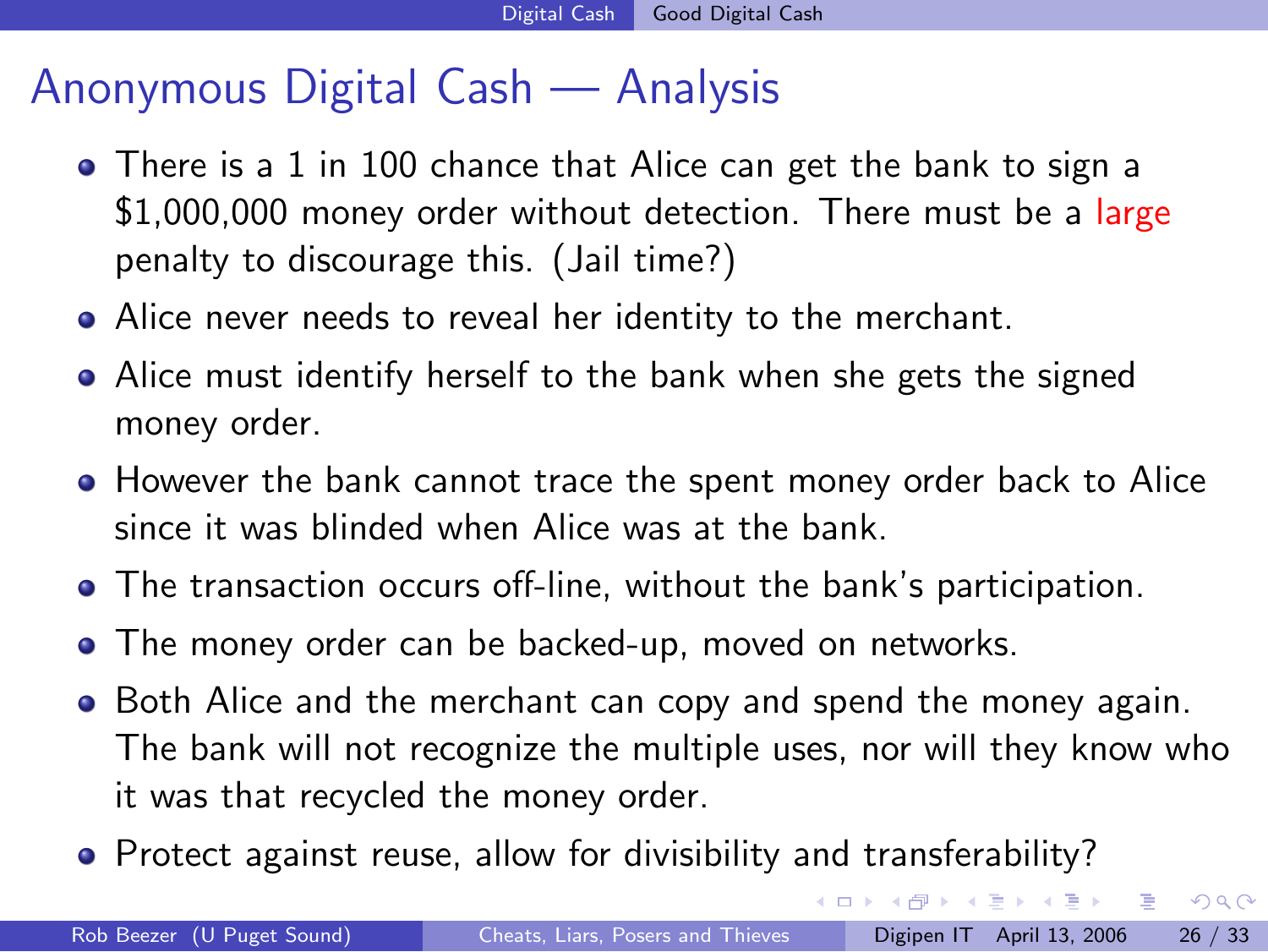# Anonymous Digital Cash — Analysis

- There is a 1 in 100 chance that Alice can get the bank to sign a $1,000,000 money order without detection. There must be a large penalty to discourage this. (Jail time?)
- Alice never needs to reveal her identity to the merchant.
- Alice must identify herself to the bank when she gets the signed money order.
- However the bank cannot trace the spent money order back to Alice since it was blinded when Alice was at the bank.
- The transaction occurs off-line, without the bank's participation.
- The money order can be backed-up, moved on networks.
- Both Alice and the merchant can copy and spend the money again. The bank will not recognize the multiple uses, nor will they know who it was that recycled the money order.
- Protect against reuse, allow for divisibility and transferability?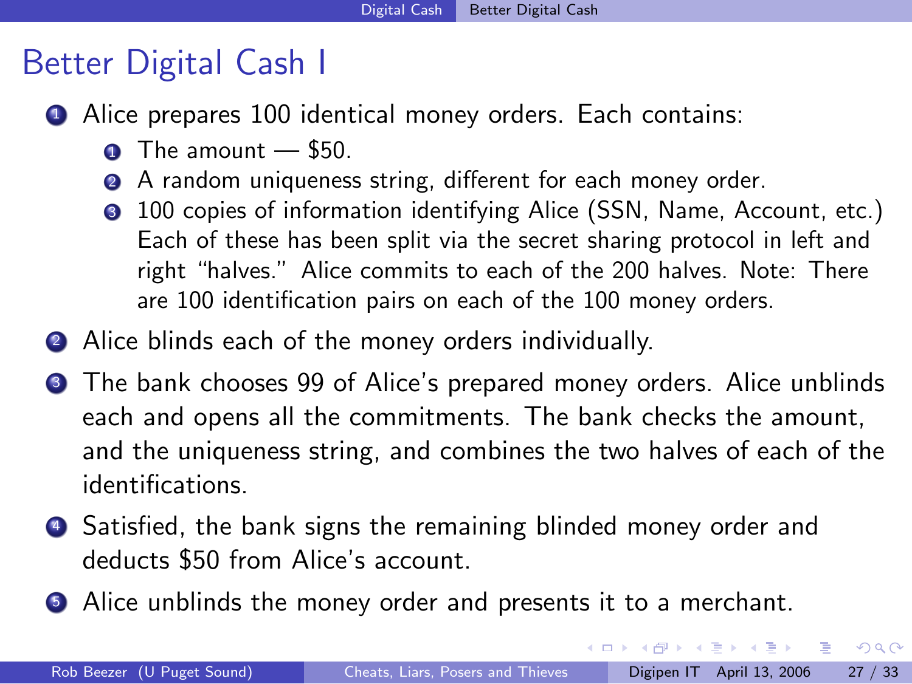# Better Digital Cash I

1. Alice prepares 100 identical money orders. Each contains:
   1. The amount — $50.
   2. A random uniqueness string, different for each money order.
   3. 100 copies of information identifying Alice (SSN, Name, Account, etc.) Each of these has been split via the secret sharing protocol in left and right "halves." Alice commits to each of the 200 halves. Note: There are 100 identification pairs on each of the 100 money orders.
2. Alice blinds each of the money orders individually.
3. The bank chooses 99 of Alice's prepared money orders. Alice unblinds each and opens all the commitments. The bank checks the amount, and the uniqueness string, and combines the two halves of each of the identifications.
4. Satisfied, the bank signs the remaining blinded money order and deducts $50 from Alice's account.
5. Alice unblinds the money order and presents it to a merchant.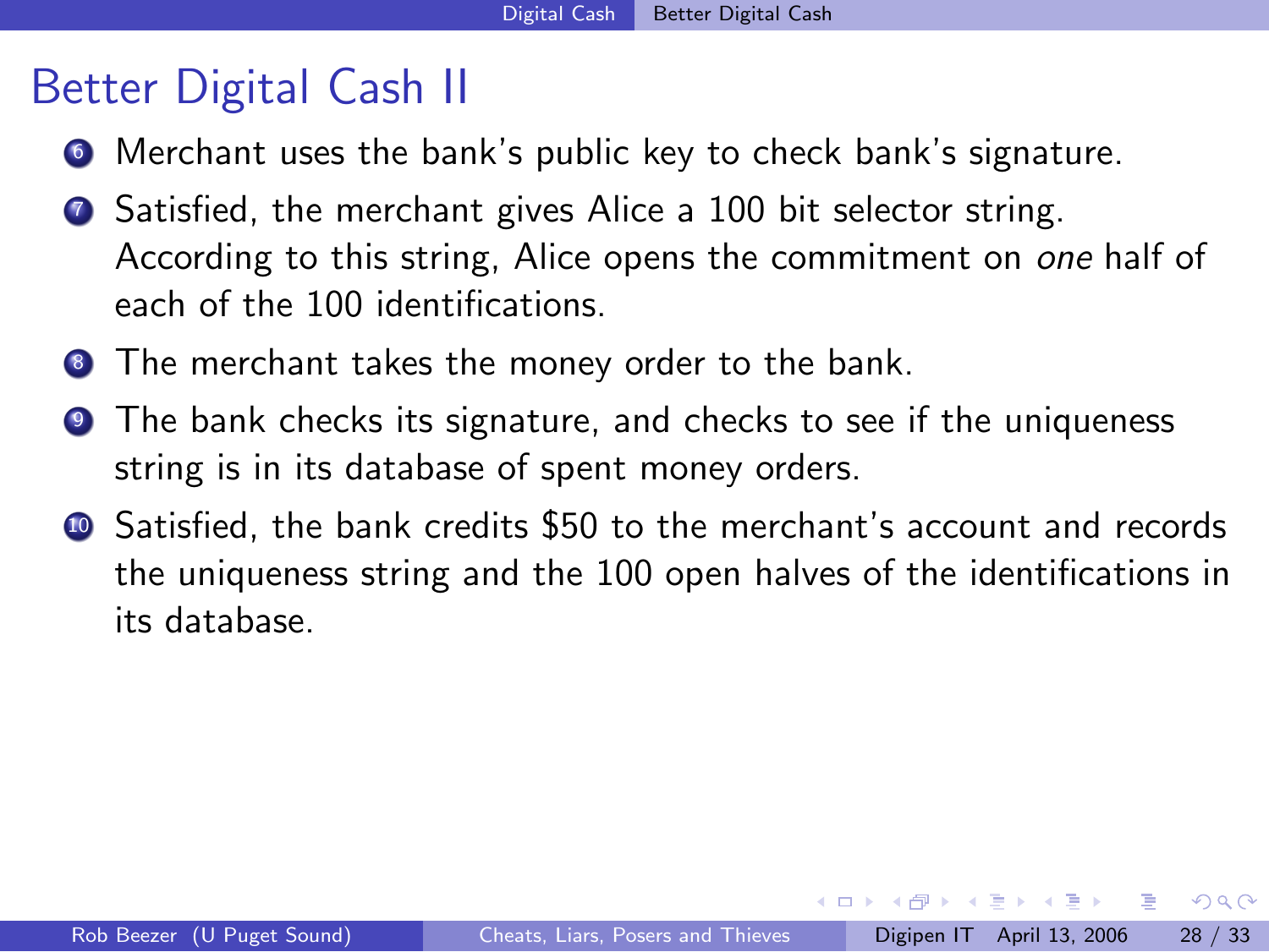# Better Digital Cash II

6. Merchant uses the bank's public key to check bank's signature.
7. Satisfied, the merchant gives Alice a 100 bit selector string. According to this string, Alice opens the commitment on *one* half of each of the 100 identifications.
8. The merchant takes the money order to the bank.
9. The bank checks its signature, and checks to see if the uniqueness string is in its database of spent money orders.
10. Satisfied, the bank credits $50 to the merchant's account and records the uniqueness string and the 100 open halves of the identifications in its database.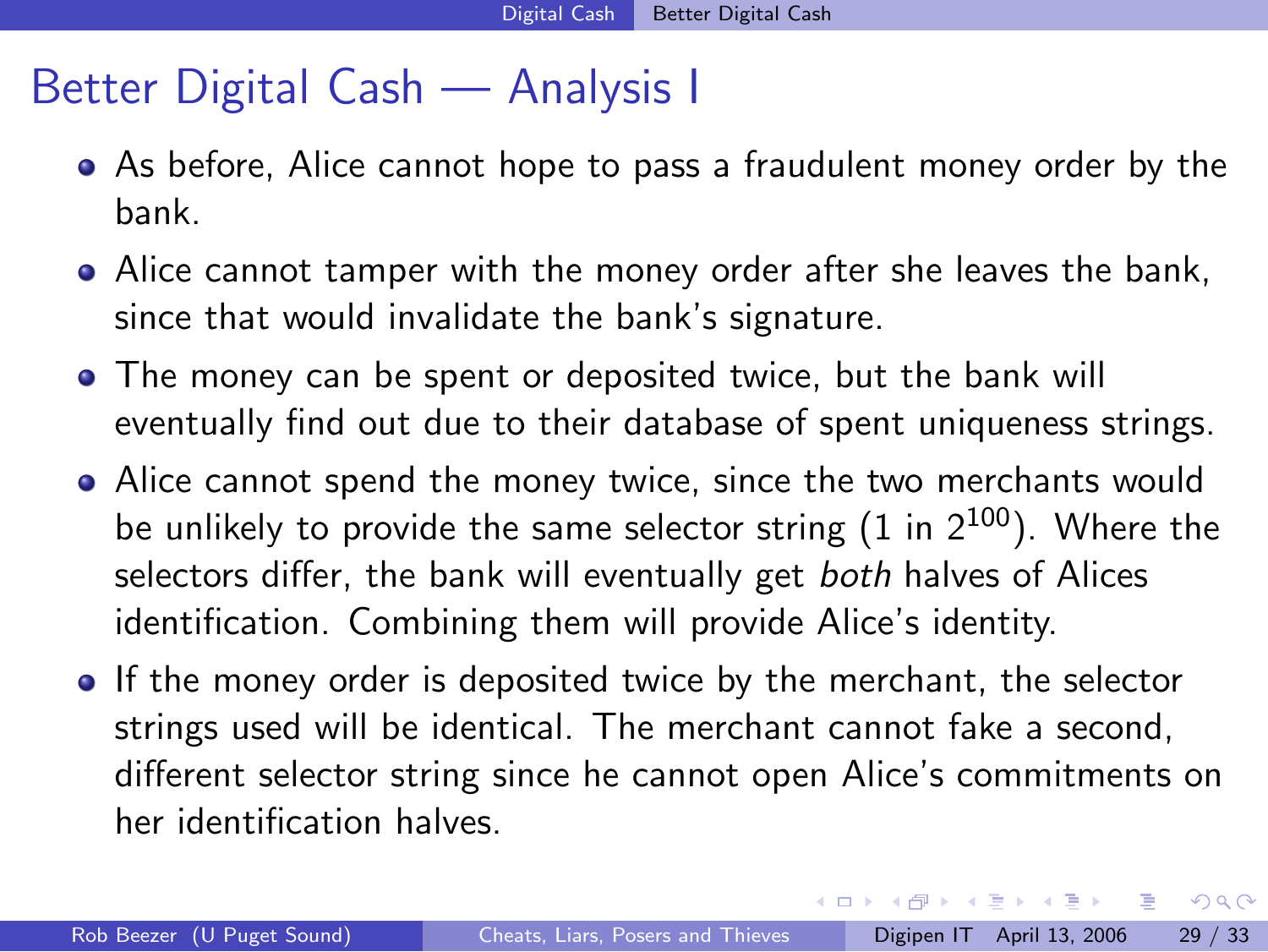# Better Digital Cash — Analysis I

- As before, Alice cannot hope to pass a fraudulent money order by the bank.
- Alice cannot tamper with the money order after she leaves the bank, since that would invalidate the bank's signature.
- The money can be spent or deposited twice, but the bank will eventually find out due to their database of spent uniqueness strings.
- Alice cannot spend the money twice, since the two merchants would be unlikely to provide the same selector string (1 in $2^{100}$). Where the selectors differ, the bank will eventually get *both* halves of Alices identification. Combining them will provide Alice's identity.
- If the money order is deposited twice by the merchant, the selector strings used will be identical. The merchant cannot fake a second, different selector string since he cannot open Alice's commitments on her identification halves.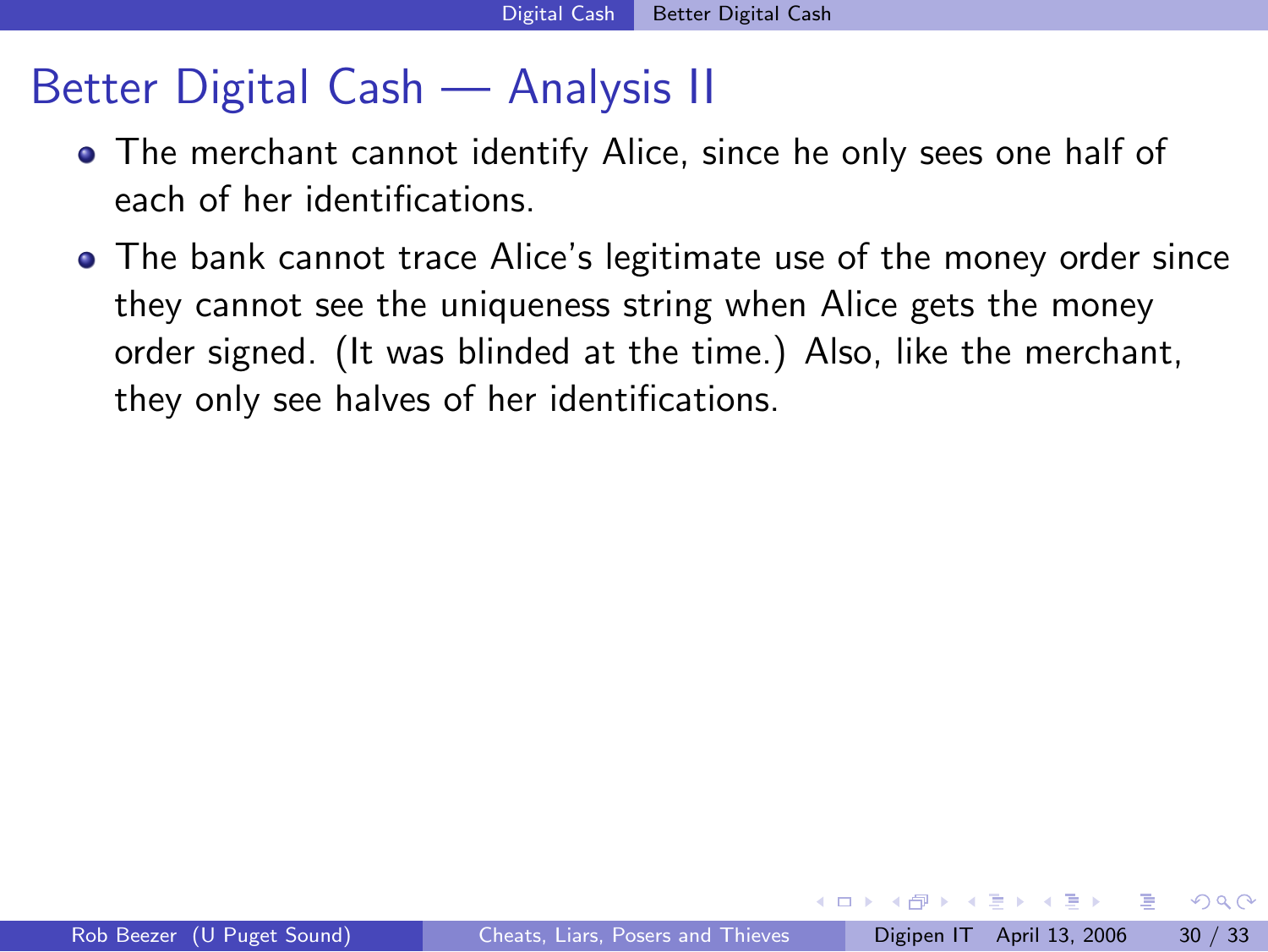# Better Digital Cash — Analysis II

- The merchant cannot identify Alice, since he only sees one half of each of her identifications.
- The bank cannot trace Alice's legitimate use of the money order since they cannot see the uniqueness string when Alice gets the money order signed. (It was blinded at the time.) Also, like the merchant, they only see halves of her identifications.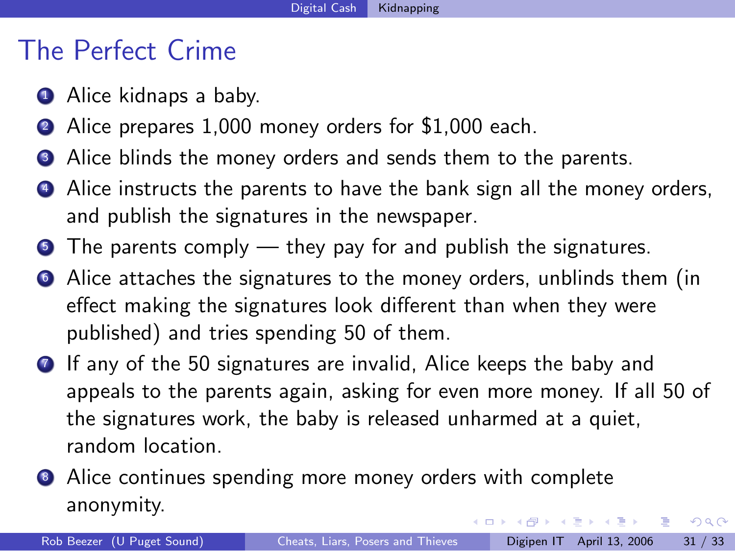# The Perfect Crime

1. Alice kidnaps a baby.
2. Alice prepares 1,000 money orders for $1,000 each.
3. Alice blinds the money orders and sends them to the parents.
4. Alice instructs the parents to have the bank sign all the money orders, and publish the signatures in the newspaper.
5. The parents comply — they pay for and publish the signatures.
6. Alice attaches the signatures to the money orders, unblinds them (in effect making the signatures look different than when they were published) and tries spending 50 of them.
7. If any of the 50 signatures are invalid, Alice keeps the baby and appeals to the parents again, asking for even more money. If all 50 of the signatures work, the baby is released unharmed at a quiet, random location.
8. Alice continues spending more money orders with complete anonymity.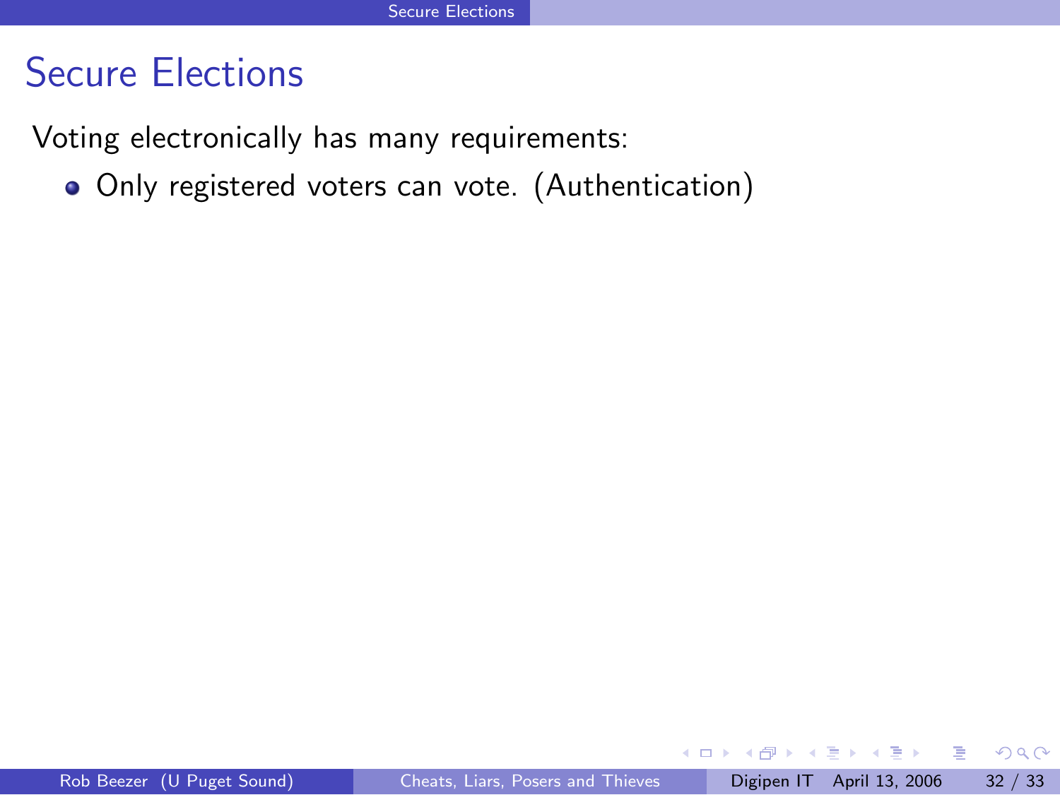# Secure Elections

Voting electronically has many requirements:

- Only registered voters can vote. (Authentication)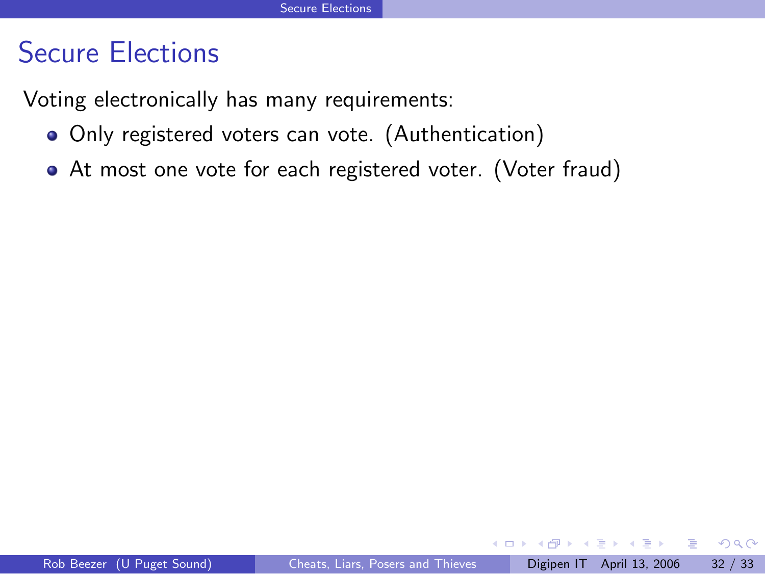# Secure Elections

Voting electronically has many requirements:

- Only registered voters can vote. (Authentication)
- At most one vote for each registered voter. (Voter fraud)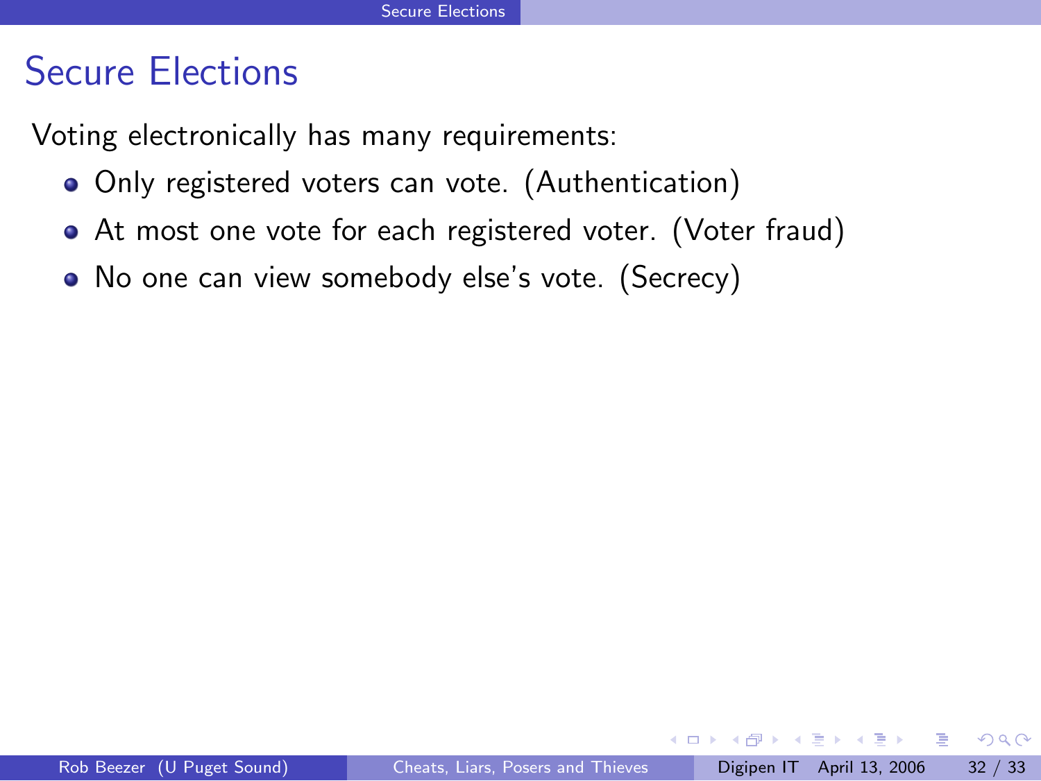# Secure Elections

Voting electronically has many requirements:

- Only registered voters can vote. (Authentication)
- At most one vote for each registered voter. (Voter fraud)
- No one can view somebody else's vote. (Secrecy)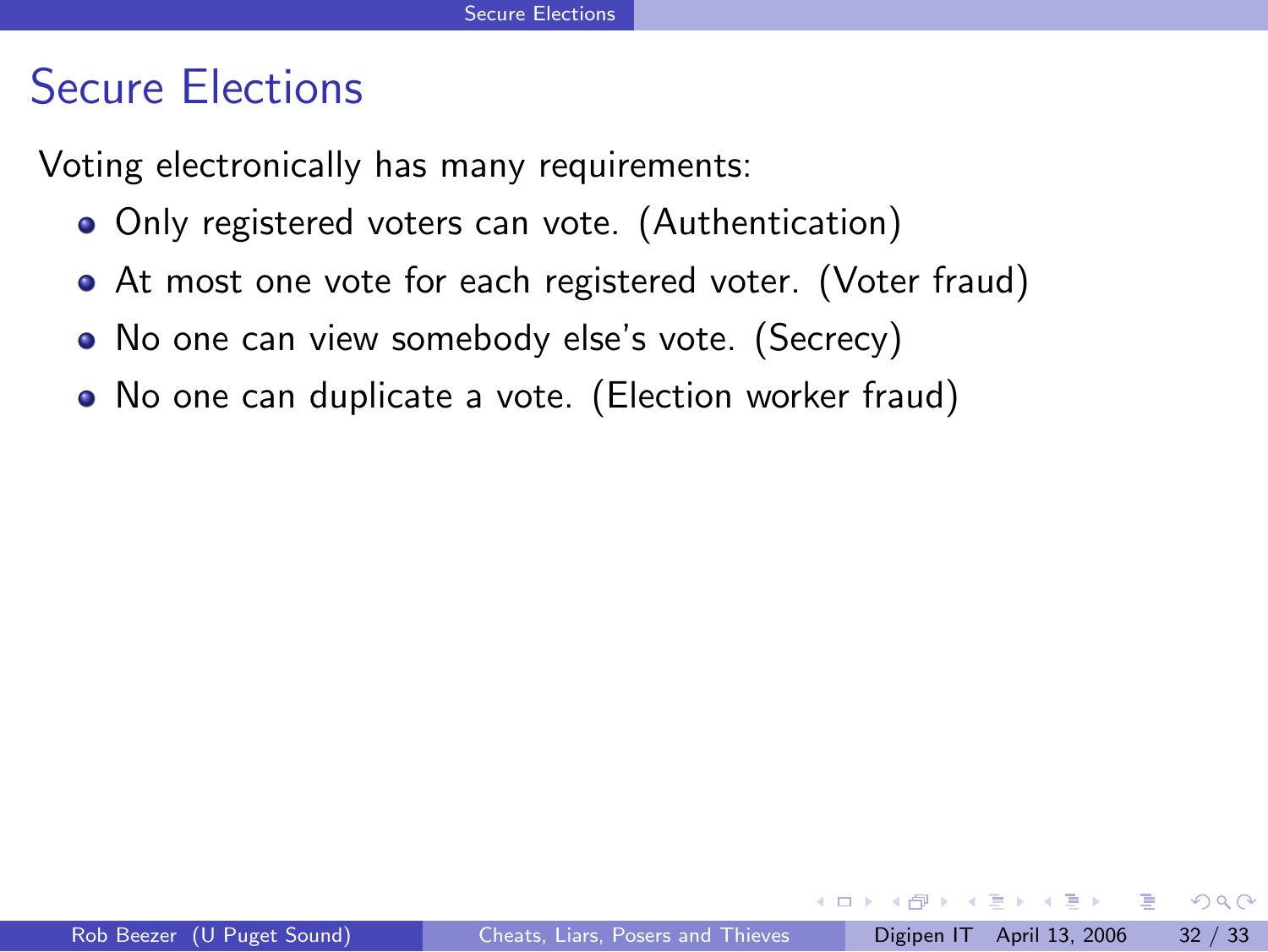# Secure Elections

Voting electronically has many requirements:

- Only registered voters can vote. (Authentication)
- At most one vote for each registered voter. (Voter fraud)
- No one can view somebody else's vote. (Secrecy)
- No one can duplicate a vote. (Election worker fraud)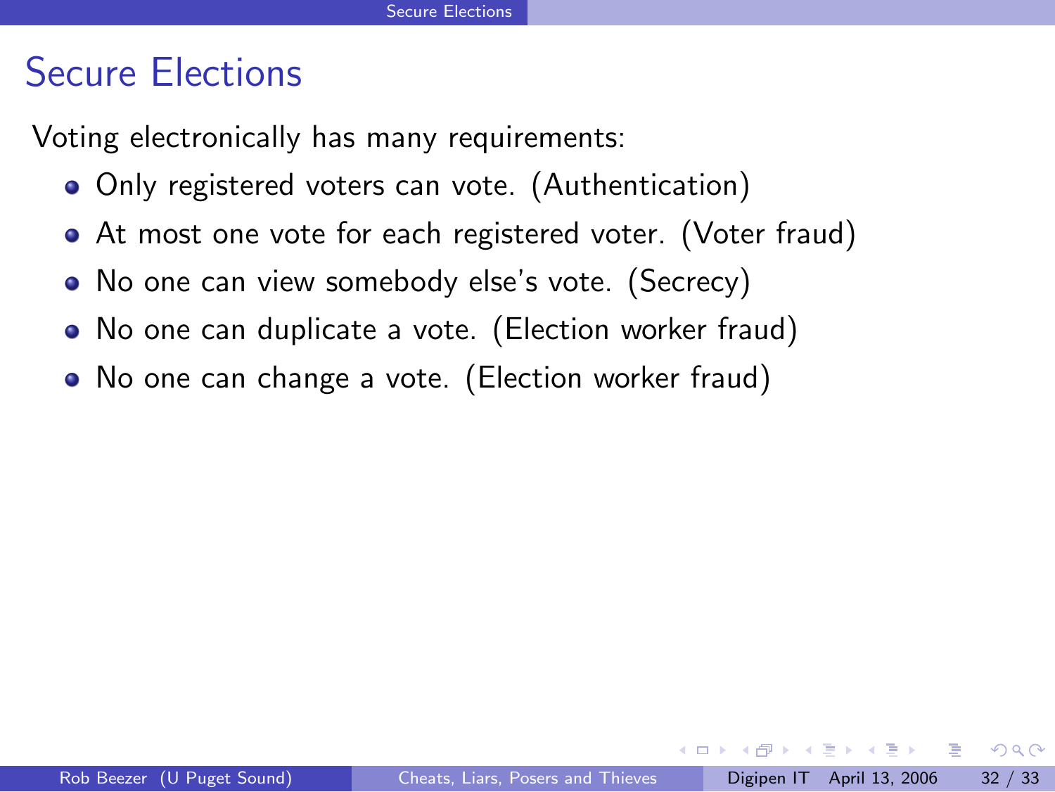# Secure Elections

Voting electronically has many requirements:

- Only registered voters can vote. (Authentication)
- At most one vote for each registered voter. (Voter fraud)
- No one can view somebody else's vote. (Secrecy)
- No one can duplicate a vote. (Election worker fraud)
- No one can change a vote. (Election worker fraud)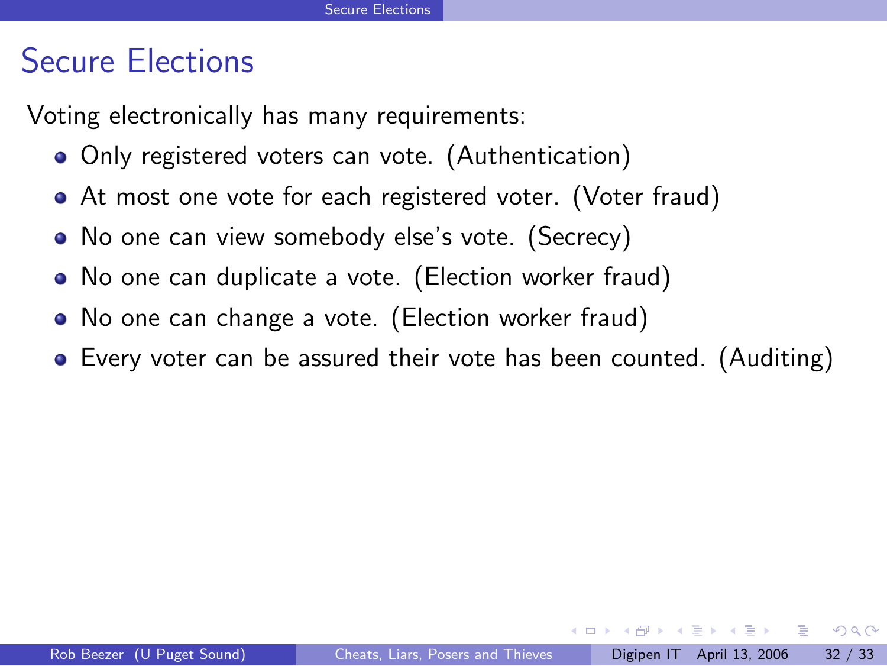# Secure Elections

Voting electronically has many requirements:

- Only registered voters can vote. (Authentication)
- At most one vote for each registered voter. (Voter fraud)
- No one can view somebody else's vote. (Secrecy)
- No one can duplicate a vote. (Election worker fraud)
- No one can change a vote. (Election worker fraud)
- Every voter can be assured their vote has been counted. (Auditing)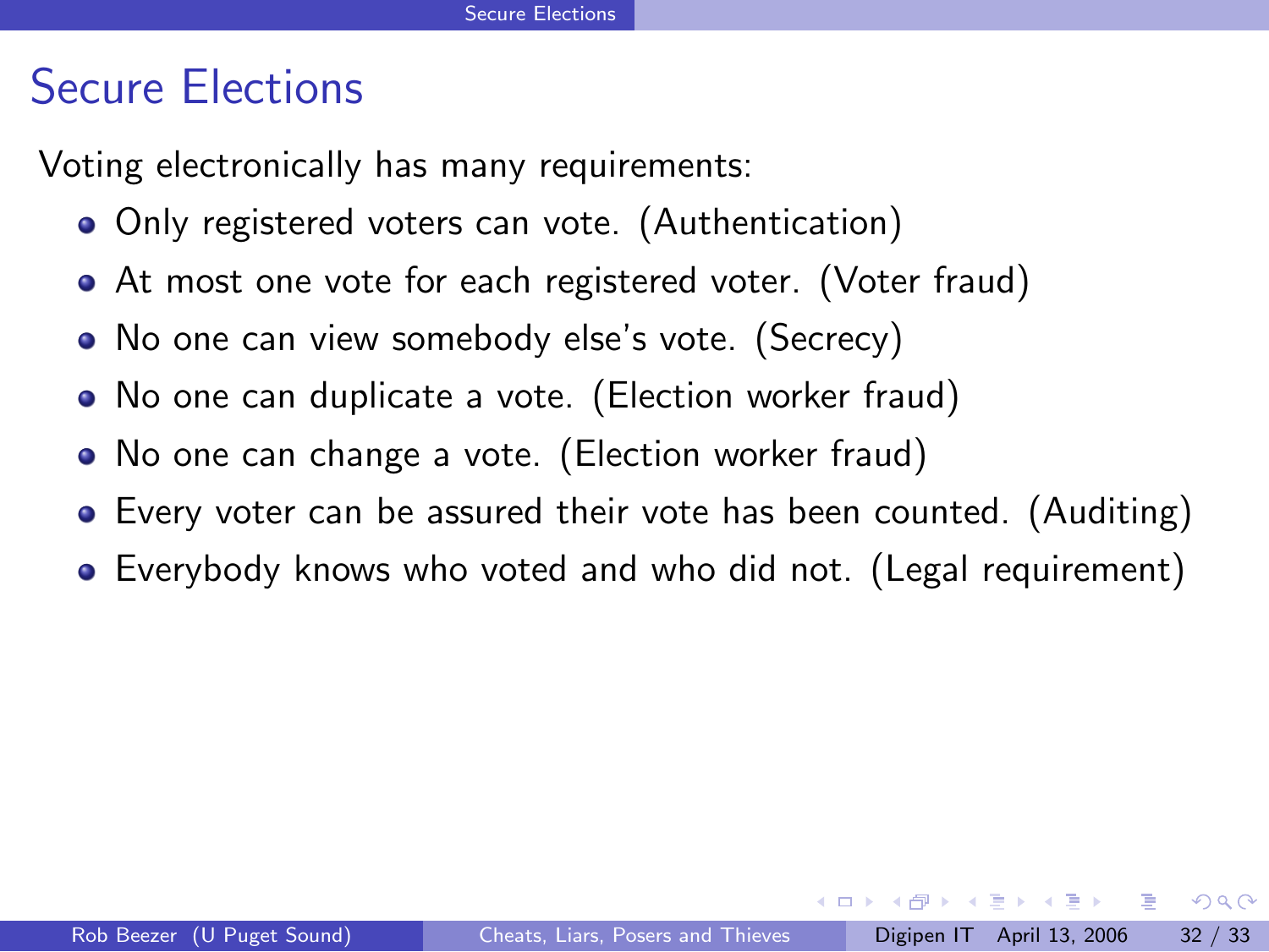# Secure Elections

Voting electronically has many requirements:

- Only registered voters can vote. (Authentication)
- At most one vote for each registered voter. (Voter fraud)
- No one can view somebody else's vote. (Secrecy)
- No one can duplicate a vote. (Election worker fraud)
- No one can change a vote. (Election worker fraud)
- Every voter can be assured their vote has been counted. (Auditing)
- Everybody knows who voted and who did not. (Legal requirement)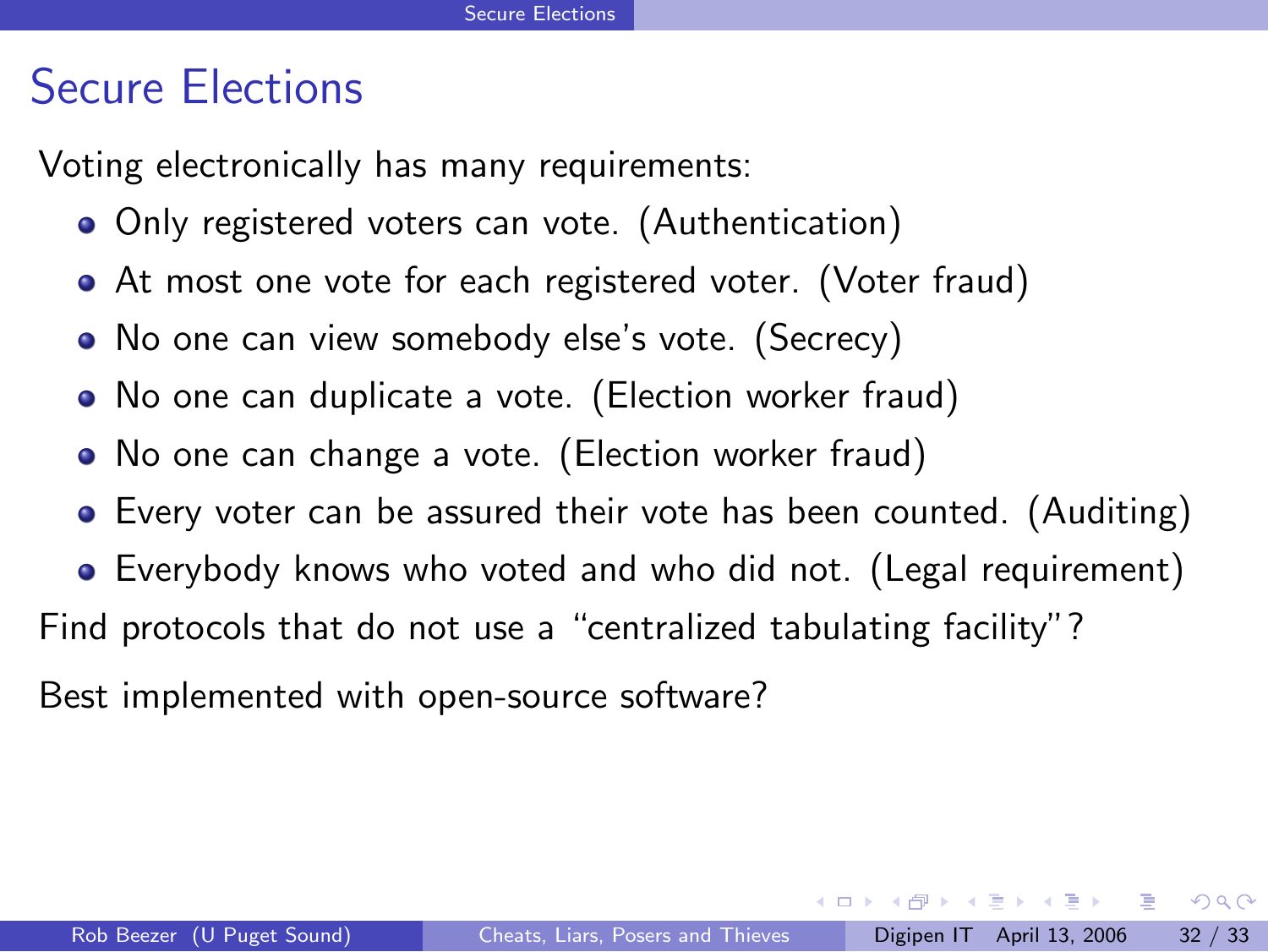# Secure Elections

Voting electronically has many requirements:

- Only registered voters can vote. (Authentication)
- At most one vote for each registered voter. (Voter fraud)
- No one can view somebody else's vote. (Secrecy)
- No one can duplicate a vote. (Election worker fraud)
- No one can change a vote. (Election worker fraud)
- Every voter can be assured their vote has been counted. (Auditing)
- Everybody knows who voted and who did not. (Legal requirement)

Find protocols that do not use a "centralized tabulating facility"?

Best implemented with open-source software?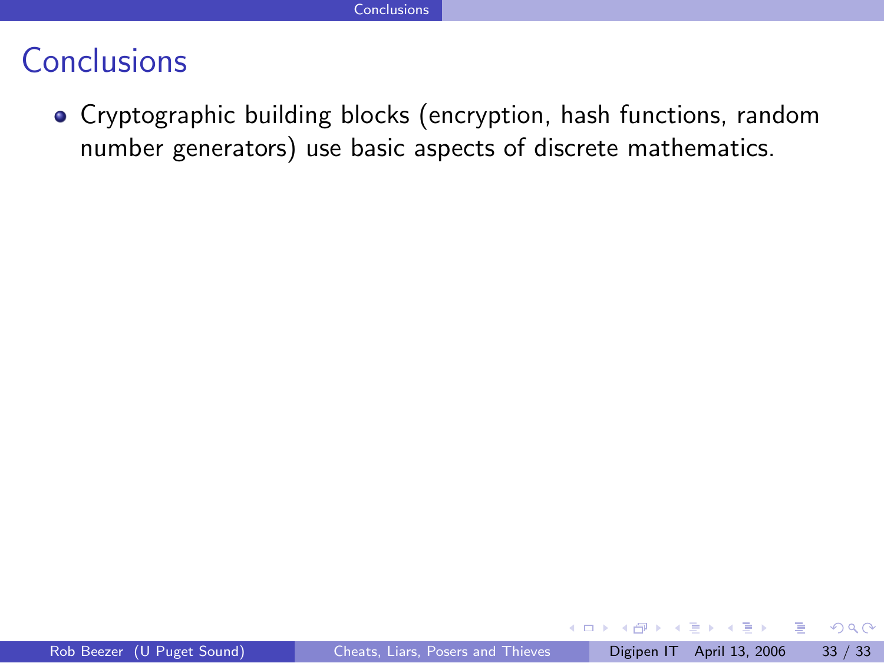# Conclusions

- Cryptographic building blocks (encryption, hash functions, random number generators) use basic aspects of discrete mathematics.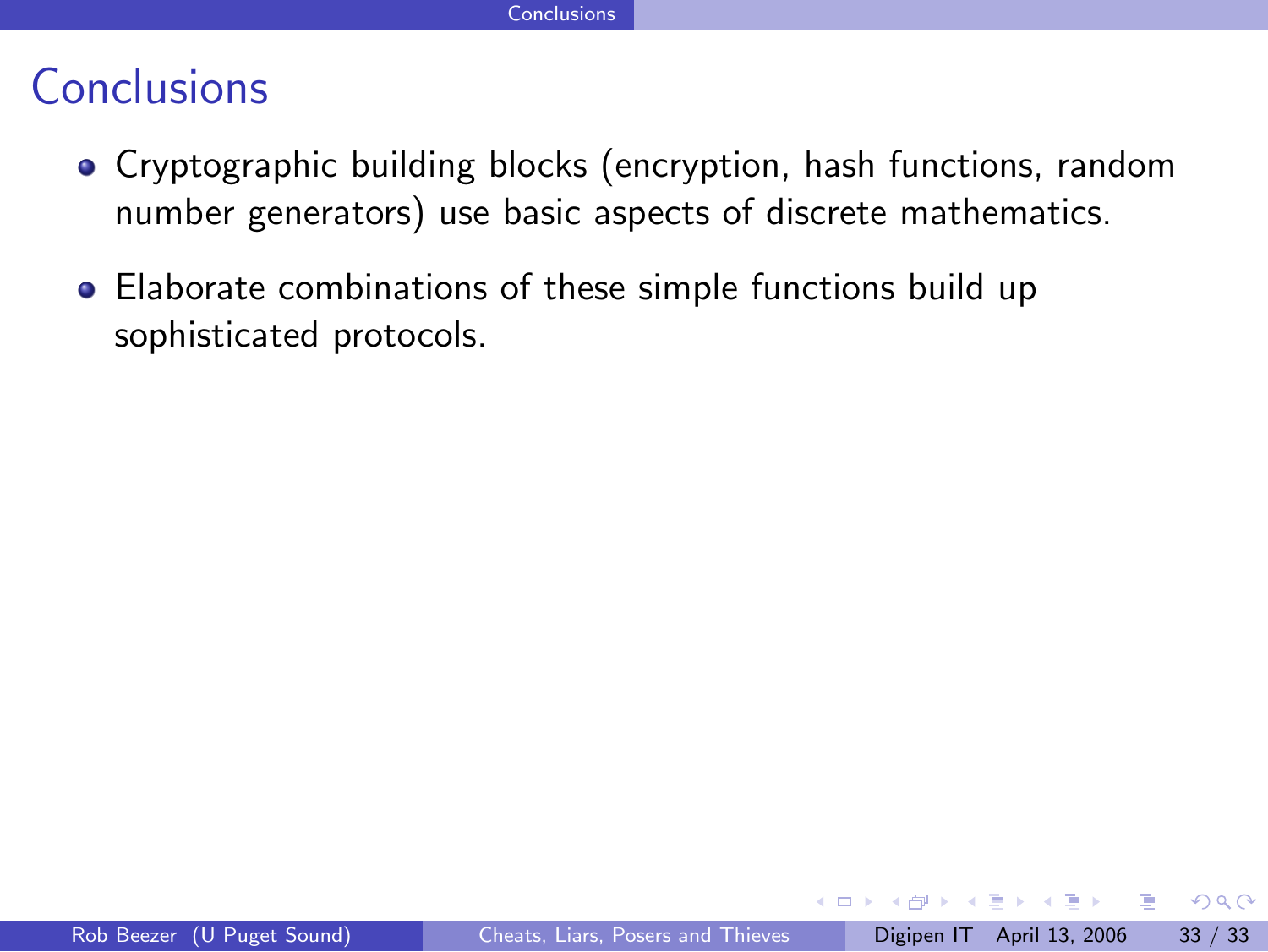# Conclusions

- Cryptographic building blocks (encryption, hash functions, random number generators) use basic aspects of discrete mathematics.
- Elaborate combinations of these simple functions build up sophisticated protocols.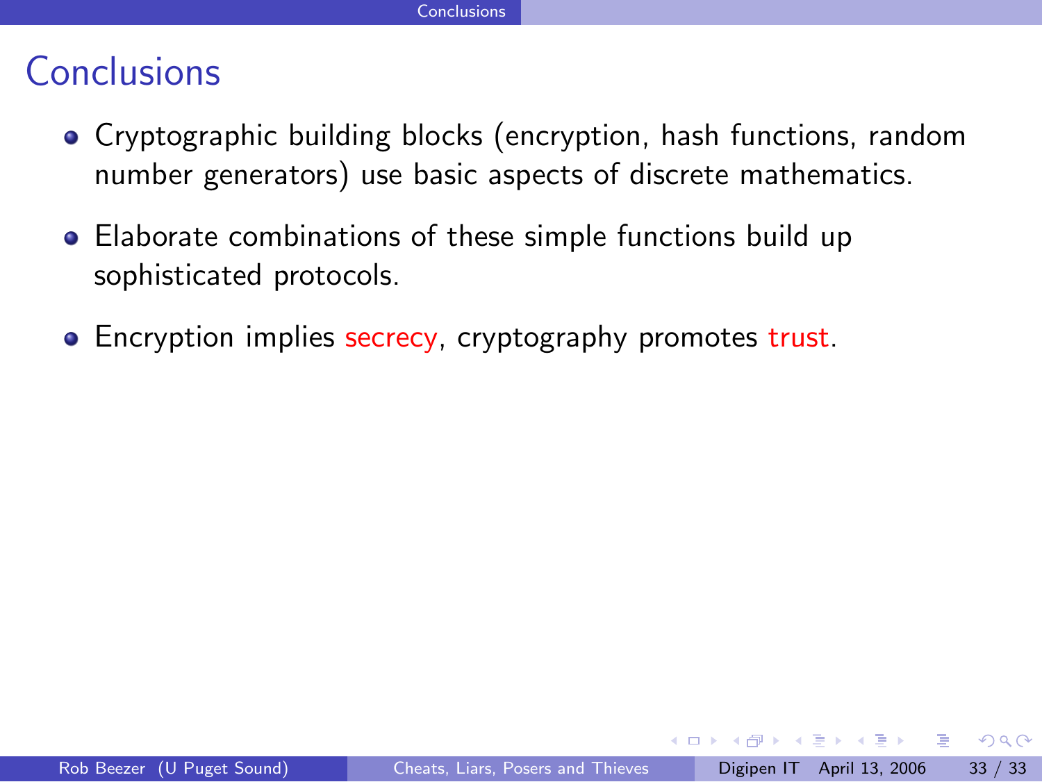# Conclusions

- Cryptographic building blocks (encryption, hash functions, random number generators) use basic aspects of discrete mathematics.
- Elaborate combinations of these simple functions build up sophisticated protocols.
- Encryption implies secrecy, cryptography promotes trust.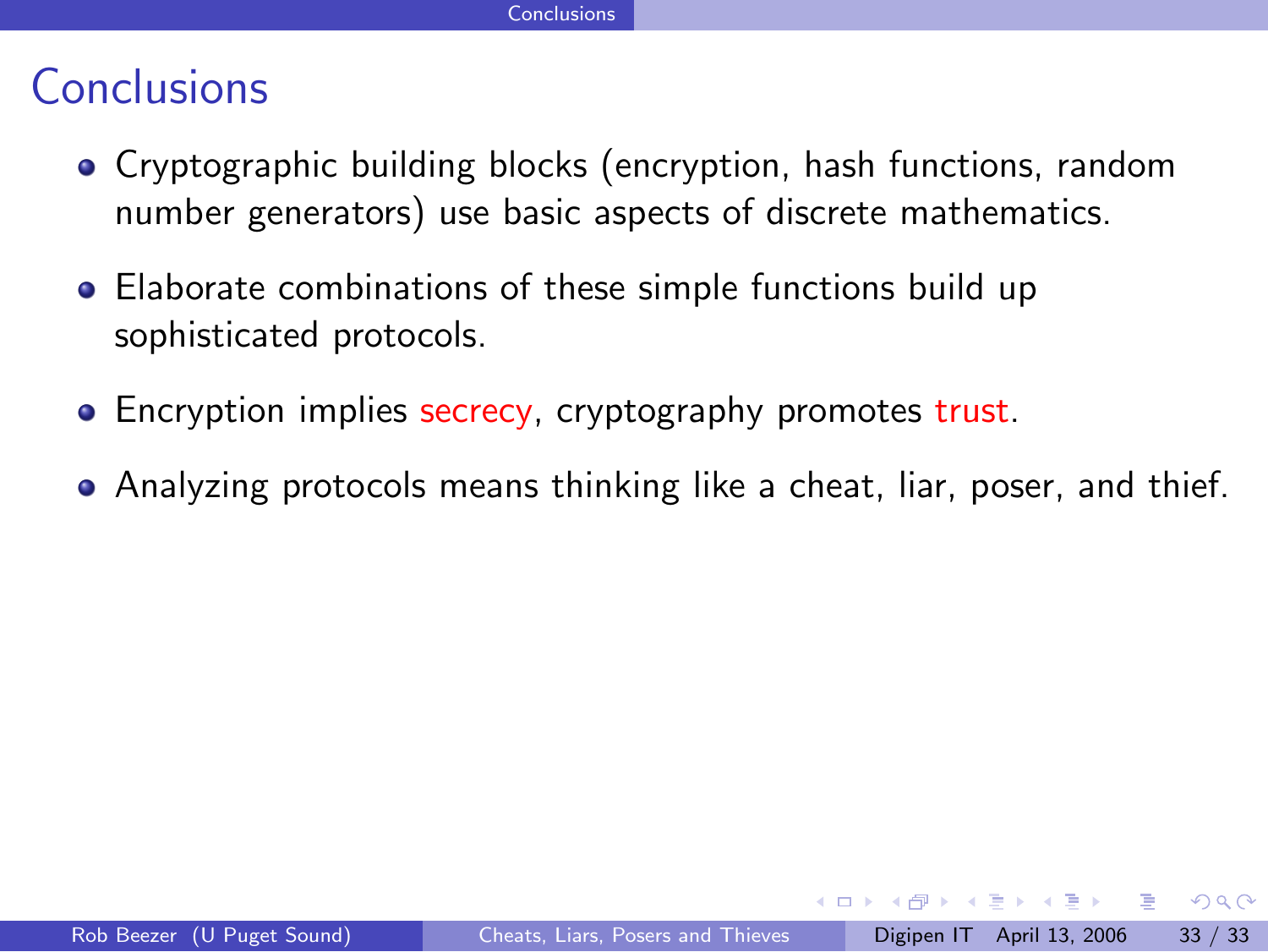# Conclusions

- Cryptographic building blocks (encryption, hash functions, random number generators) use basic aspects of discrete mathematics.
- Elaborate combinations of these simple functions build up sophisticated protocols.
- Encryption implies secrecy, cryptography promotes trust.
- Analyzing protocols means thinking like a cheat, liar, poser, and thief.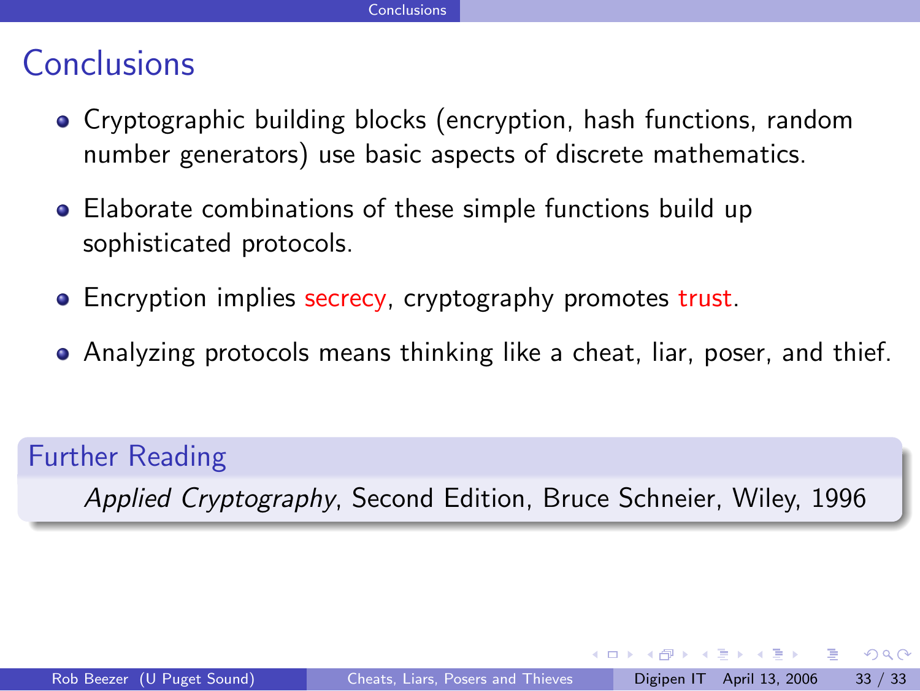# Conclusions

- Cryptographic building blocks (encryption, hash functions, random number generators) use basic aspects of discrete mathematics.
- Elaborate combinations of these simple functions build up sophisticated protocols.
- Encryption implies secrecy, cryptography promotes trust.
- Analyzing protocols means thinking like a cheat, liar, poser, and thief.

## Further Reading

*Applied Cryptography*, Second Edition, Bruce Schneier, Wiley, 1996